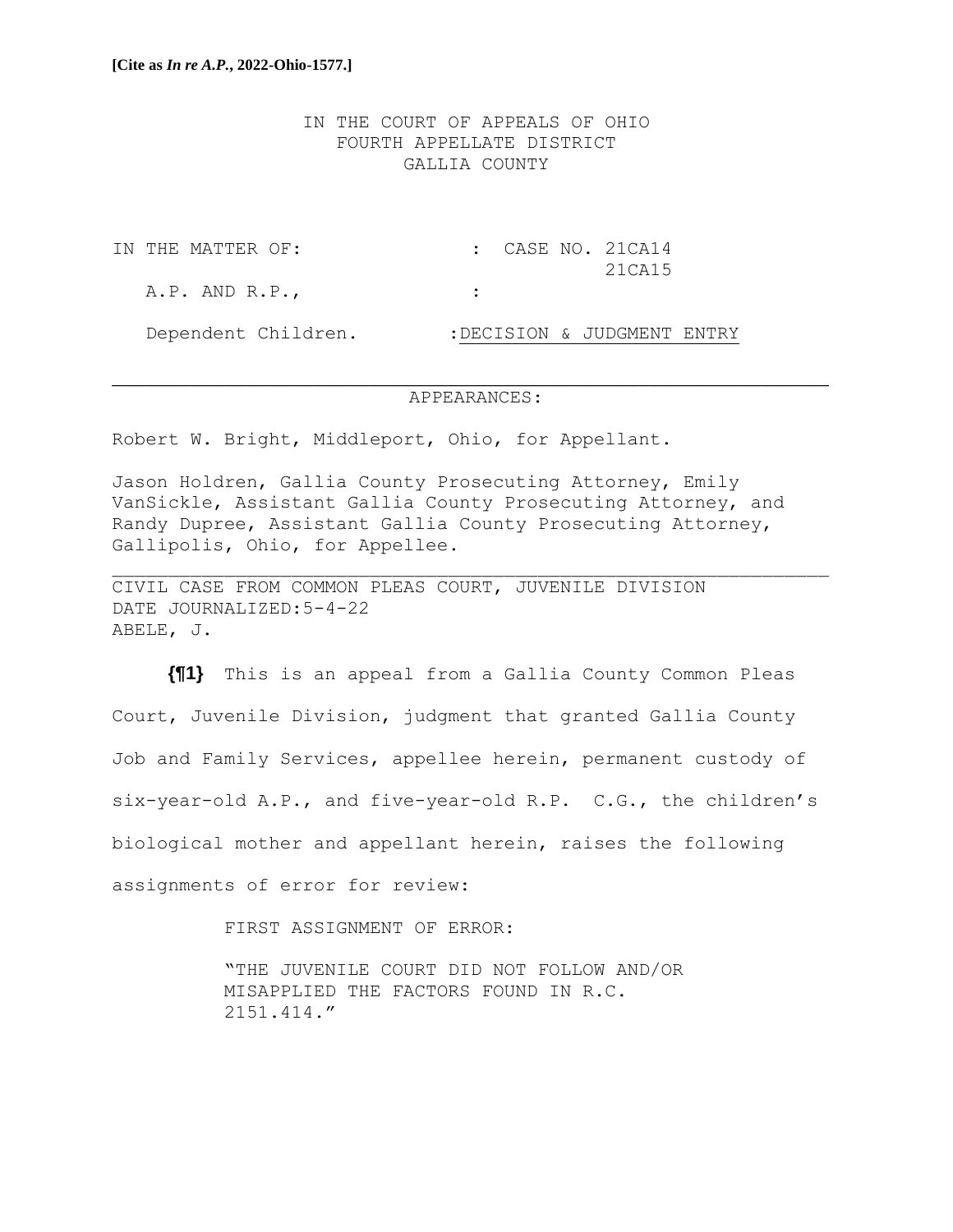**[Cite as *In re A.P.*, 2022-Ohio-1577.]**

IN THE COURT OF APPEALS OF OHIO
FOURTH APPELLATE DISTRICT
GALLIA COUNTY

IN THE MATTER OF: : CASE NO. 21CA14
21CA15

A.P. AND R.P., :

Dependent Children. : DECISION & JUDGMENT ENTRY

---

APPEARANCES:

Robert W. Bright, Middleport, Ohio, for Appellant.

Jason Holdren, Gallia County Prosecuting Attorney, Emily VanSickle, Assistant Gallia County Prosecuting Attorney, and Randy Dupree, Assistant Gallia County Prosecuting Attorney, Gallipolis, Ohio, for Appellee.

---

CIVIL CASE FROM COMMON PLEAS COURT, JUVENILE DIVISION
DATE JOURNALIZED:5-4-22
ABELE, J.

**{¶1}** This is an appeal from a Gallia County Common Pleas Court, Juvenile Division, judgment that granted Gallia County Job and Family Services, appellee herein, permanent custody of six-year-old A.P., and five-year-old R.P. C.G., the children's biological mother and appellant herein, raises the following assignments of error for review:

FIRST ASSIGNMENT OF ERROR:

"THE JUVENILE COURT DID NOT FOLLOW AND/OR MISAPPLIED THE FACTORS FOUND IN R.C. 2151.414."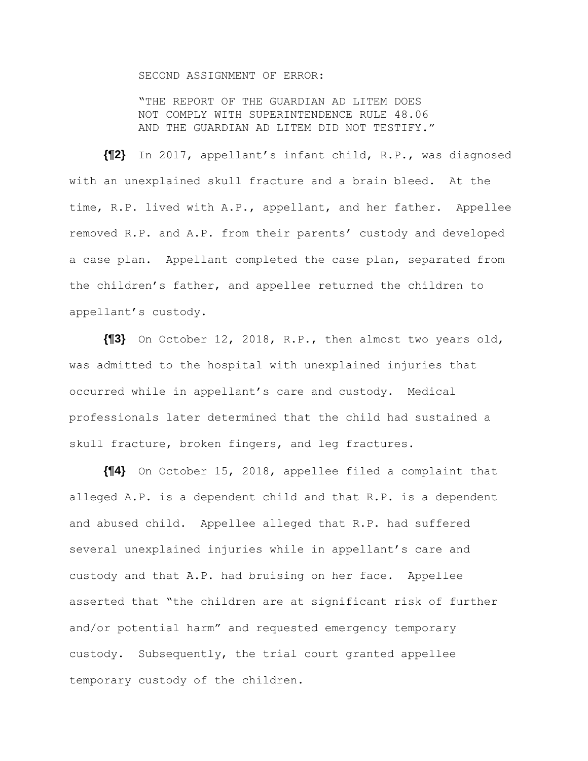SECOND ASSIGNMENT OF ERROR:

"THE REPORT OF THE GUARDIAN AD LITEM DOES NOT COMPLY WITH SUPERINTENDENCE RULE 48.06 AND THE GUARDIAN AD LITEM DID NOT TESTIFY."

**{¶2}** In 2017, appellant's infant child, R.P., was diagnosed with an unexplained skull fracture and a brain bleed. At the time, R.P. lived with A.P., appellant, and her father. Appellee removed R.P. and A.P. from their parents' custody and developed a case plan. Appellant completed the case plan, separated from the children's father, and appellee returned the children to appellant's custody.

**{¶3}** On October 12, 2018, R.P., then almost two years old, was admitted to the hospital with unexplained injuries that occurred while in appellant's care and custody. Medical professionals later determined that the child had sustained a skull fracture, broken fingers, and leg fractures.

**{¶4}** On October 15, 2018, appellee filed a complaint that alleged A.P. is a dependent child and that R.P. is a dependent and abused child. Appellee alleged that R.P. had suffered several unexplained injuries while in appellant's care and custody and that A.P. had bruising on her face. Appellee asserted that "the children are at significant risk of further and/or potential harm" and requested emergency temporary custody. Subsequently, the trial court granted appellee temporary custody of the children.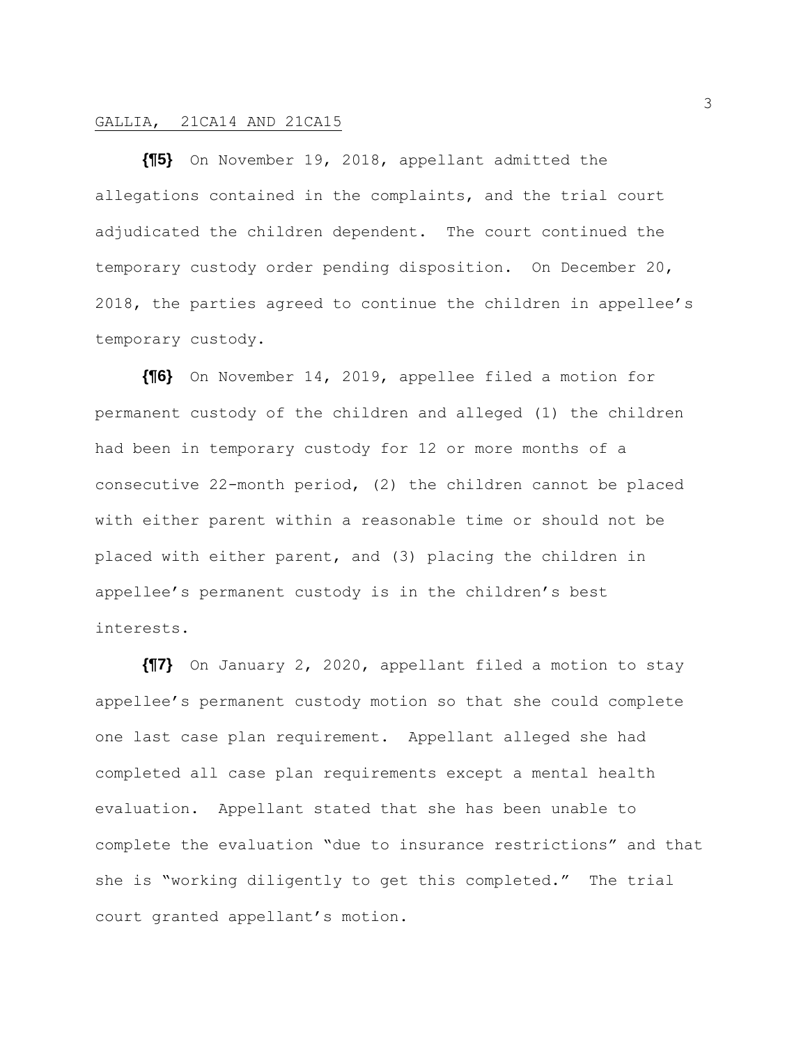**{¶5}** On November 19, 2018, appellant admitted the allegations contained in the complaints, and the trial court adjudicated the children dependent. The court continued the temporary custody order pending disposition. On December 20, 2018, the parties agreed to continue the children in appellee's temporary custody.

**{¶6}** On November 14, 2019, appellee filed a motion for permanent custody of the children and alleged (1) the children had been in temporary custody for 12 or more months of a consecutive 22-month period, (2) the children cannot be placed with either parent within a reasonable time or should not be placed with either parent, and (3) placing the children in appellee's permanent custody is in the children's best interests.

**{¶7}** On January 2, 2020, appellant filed a motion to stay appellee's permanent custody motion so that she could complete one last case plan requirement. Appellant alleged she had completed all case plan requirements except a mental health evaluation. Appellant stated that she has been unable to complete the evaluation "due to insurance restrictions" and that she is "working diligently to get this completed." The trial court granted appellant's motion.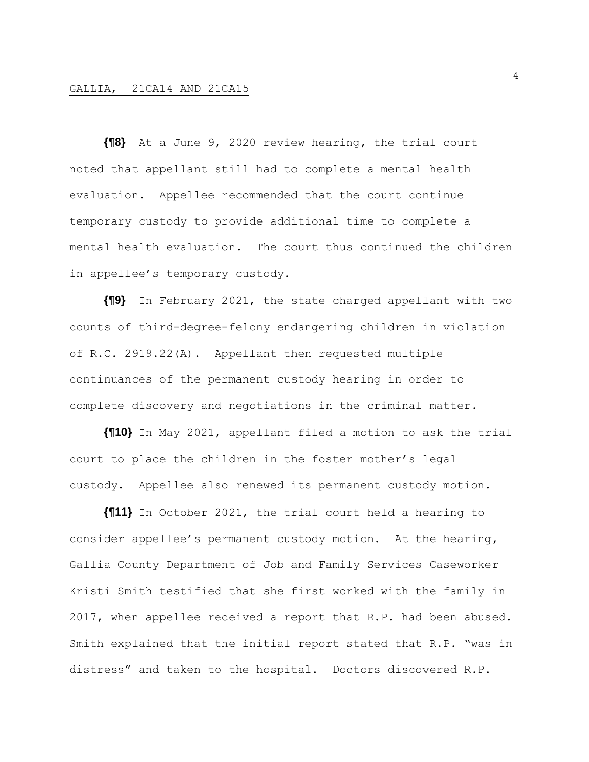**{¶8}** At a June 9, 2020 review hearing, the trial court noted that appellant still had to complete a mental health evaluation. Appellee recommended that the court continue temporary custody to provide additional time to complete a mental health evaluation. The court thus continued the children in appellee's temporary custody.

**{¶9}** In February 2021, the state charged appellant with two counts of third-degree-felony endangering children in violation of R.C. 2919.22(A). Appellant then requested multiple continuances of the permanent custody hearing in order to complete discovery and negotiations in the criminal matter.

**{¶10}** In May 2021, appellant filed a motion to ask the trial court to place the children in the foster mother's legal custody. Appellee also renewed its permanent custody motion.

**{¶11}** In October 2021, the trial court held a hearing to consider appellee's permanent custody motion. At the hearing, Gallia County Department of Job and Family Services Caseworker Kristi Smith testified that she first worked with the family in 2017, when appellee received a report that R.P. had been abused. Smith explained that the initial report stated that R.P. "was in distress" and taken to the hospital. Doctors discovered R.P.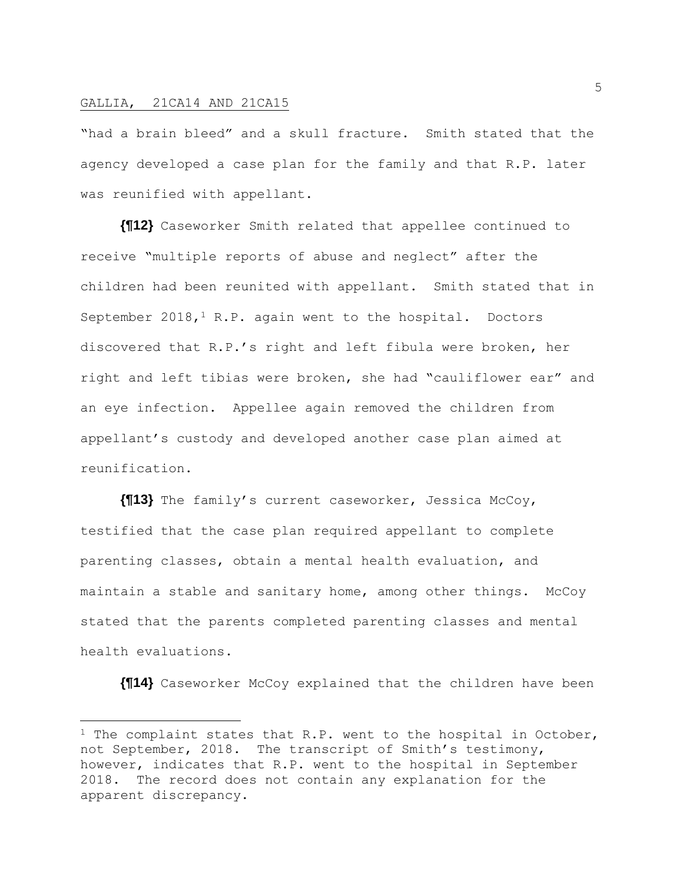"had a brain bleed" and a skull fracture. Smith stated that the agency developed a case plan for the family and that R.P. later was reunified with appellant.

**{¶12}** Caseworker Smith related that appellee continued to receive "multiple reports of abuse and neglect" after the children had been reunited with appellant. Smith stated that in September 2018,[1] R.P. again went to the hospital. Doctors discovered that R.P.'s right and left fibula were broken, her right and left tibias were broken, she had "cauliflower ear" and an eye infection. Appellee again removed the children from appellant's custody and developed another case plan aimed at reunification.

**{¶13}** The family's current caseworker, Jessica McCoy, testified that the case plan required appellant to complete parenting classes, obtain a mental health evaluation, and maintain a stable and sanitary home, among other things. McCoy stated that the parents completed parenting classes and mental health evaluations.

**{¶14}** Caseworker McCoy explained that the children have been

---

[1] The complaint states that R.P. went to the hospital in October, not September, 2018. The transcript of Smith's testimony, however, indicates that R.P. went to the hospital in September 2018. The record does not contain any explanation for the apparent discrepancy.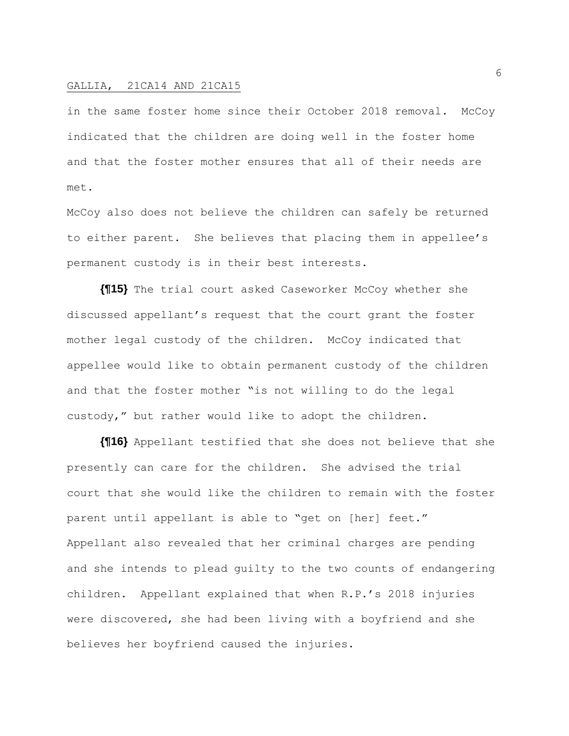in the same foster home since their October 2018 removal. McCoy indicated that the children are doing well in the foster home and that the foster mother ensures that all of their needs are met.

McCoy also does not believe the children can safely be returned to either parent. She believes that placing them in appellee's permanent custody is in their best interests.

**{¶15}** The trial court asked Caseworker McCoy whether she discussed appellant's request that the court grant the foster mother legal custody of the children. McCoy indicated that appellee would like to obtain permanent custody of the children and that the foster mother "is not willing to do the legal custody," but rather would like to adopt the children.

**{¶16}** Appellant testified that she does not believe that she presently can care for the children. She advised the trial court that she would like the children to remain with the foster parent until appellant is able to "get on [her] feet." Appellant also revealed that her criminal charges are pending and she intends to plead guilty to the two counts of endangering children. Appellant explained that when R.P.'s 2018 injuries were discovered, she had been living with a boyfriend and she believes her boyfriend caused the injuries.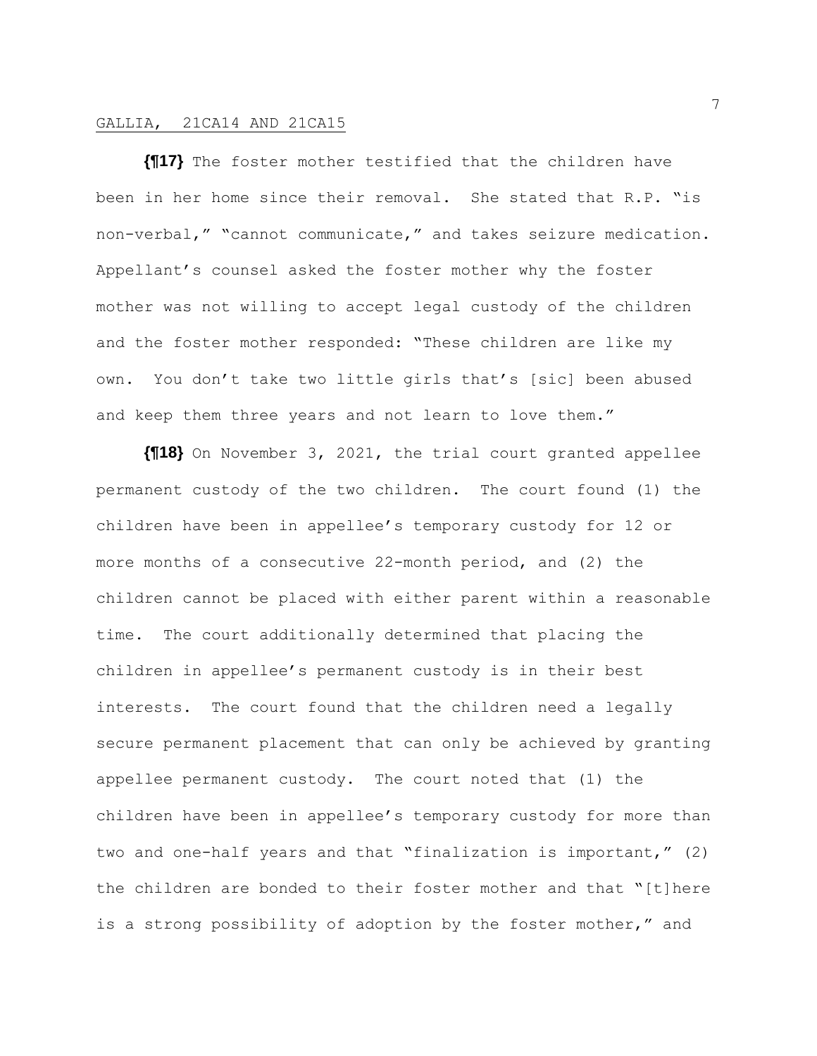**{¶17}** The foster mother testified that the children have been in her home since their removal. She stated that R.P. "is non-verbal," "cannot communicate," and takes seizure medication. Appellant's counsel asked the foster mother why the foster mother was not willing to accept legal custody of the children and the foster mother responded: "These children are like my own. You don't take two little girls that's [sic] been abused and keep them three years and not learn to love them."

**{¶18}** On November 3, 2021, the trial court granted appellee permanent custody of the two children. The court found (1) the children have been in appellee's temporary custody for 12 or more months of a consecutive 22-month period, and (2) the children cannot be placed with either parent within a reasonable time. The court additionally determined that placing the children in appellee's permanent custody is in their best interests. The court found that the children need a legally secure permanent placement that can only be achieved by granting appellee permanent custody. The court noted that (1) the children have been in appellee's temporary custody for more than two and one-half years and that "finalization is important," (2) the children are bonded to their foster mother and that "[t]here is a strong possibility of adoption by the foster mother," and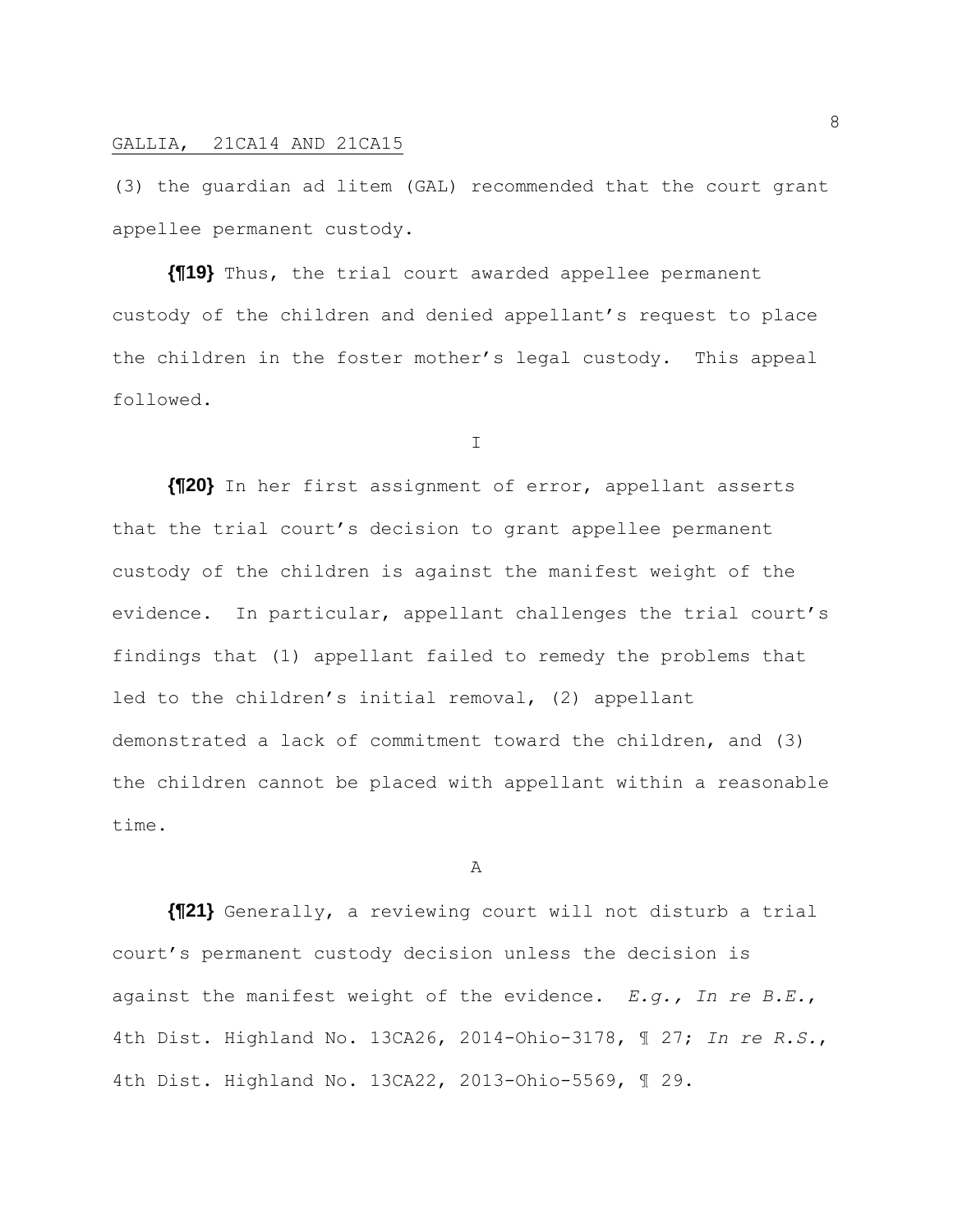(3) the guardian ad litem (GAL) recommended that the court grant appellee permanent custody.

**{¶19}** Thus, the trial court awarded appellee permanent custody of the children and denied appellant's request to place the children in the foster mother's legal custody. This appeal followed.

I

**{¶20}** In her first assignment of error, appellant asserts that the trial court's decision to grant appellee permanent custody of the children is against the manifest weight of the evidence. In particular, appellant challenges the trial court's findings that (1) appellant failed to remedy the problems that led to the children's initial removal, (2) appellant demonstrated a lack of commitment toward the children, and (3) the children cannot be placed with appellant within a reasonable time.

A

**{¶21}** Generally, a reviewing court will not disturb a trial court's permanent custody decision unless the decision is against the manifest weight of the evidence. *E.g., In re B.E.*, 4th Dist. Highland No. 13CA26, 2014-Ohio-3178, ¶ 27; *In re R.S.*, 4th Dist. Highland No. 13CA22, 2013-Ohio-5569, ¶ 29.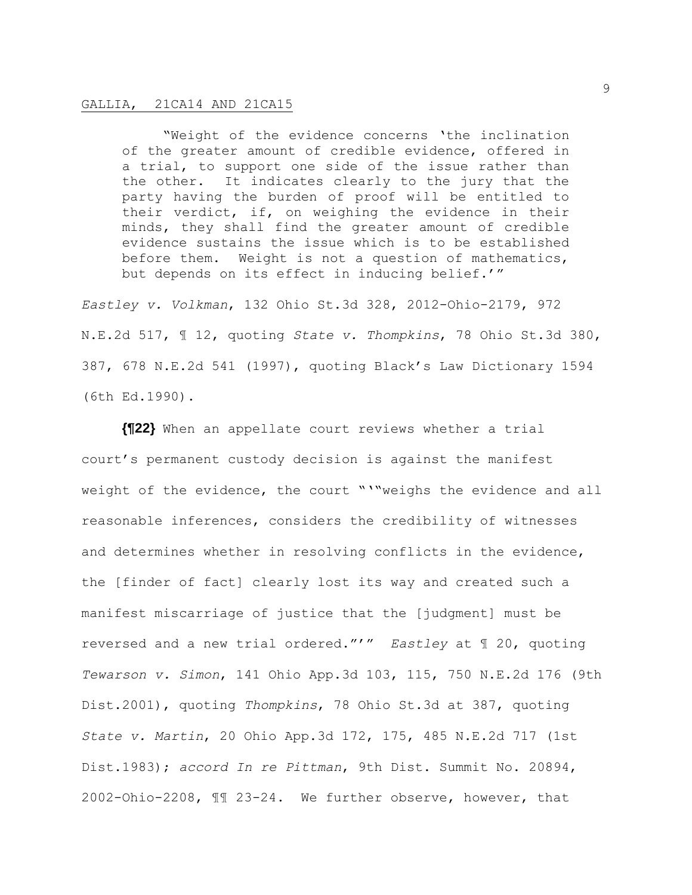"Weight of the evidence concerns 'the inclination of the greater amount of credible evidence, offered in a trial, to support one side of the issue rather than the other. It indicates clearly to the jury that the party having the burden of proof will be entitled to their verdict, if, on weighing the evidence in their minds, they shall find the greater amount of credible evidence sustains the issue which is to be established before them. Weight is not a question of mathematics, but depends on its effect in inducing belief.'"

*Eastley v. Volkman*, 132 Ohio St.3d 328, 2012-Ohio-2179, 972 N.E.2d 517, ¶ 12, quoting *State v. Thompkins*, 78 Ohio St.3d 380, 387, 678 N.E.2d 541 (1997), quoting Black's Law Dictionary 1594 (6th Ed.1990).

**{¶22}** When an appellate court reviews whether a trial court's permanent custody decision is against the manifest weight of the evidence, the court "'"weighs the evidence and all reasonable inferences, considers the credibility of witnesses and determines whether in resolving conflicts in the evidence, the [finder of fact] clearly lost its way and created such a manifest miscarriage of justice that the [judgment] must be reversed and a new trial ordered."'" *Eastley* at ¶ 20, quoting *Tewarson v. Simon*, 141 Ohio App.3d 103, 115, 750 N.E.2d 176 (9th Dist.2001), quoting *Thompkins*, 78 Ohio St.3d at 387, quoting *State v. Martin*, 20 Ohio App.3d 172, 175, 485 N.E.2d 717 (1st Dist.1983); *accord In re Pittman*, 9th Dist. Summit No. 20894, 2002-Ohio-2208, ¶¶ 23-24. We further observe, however, that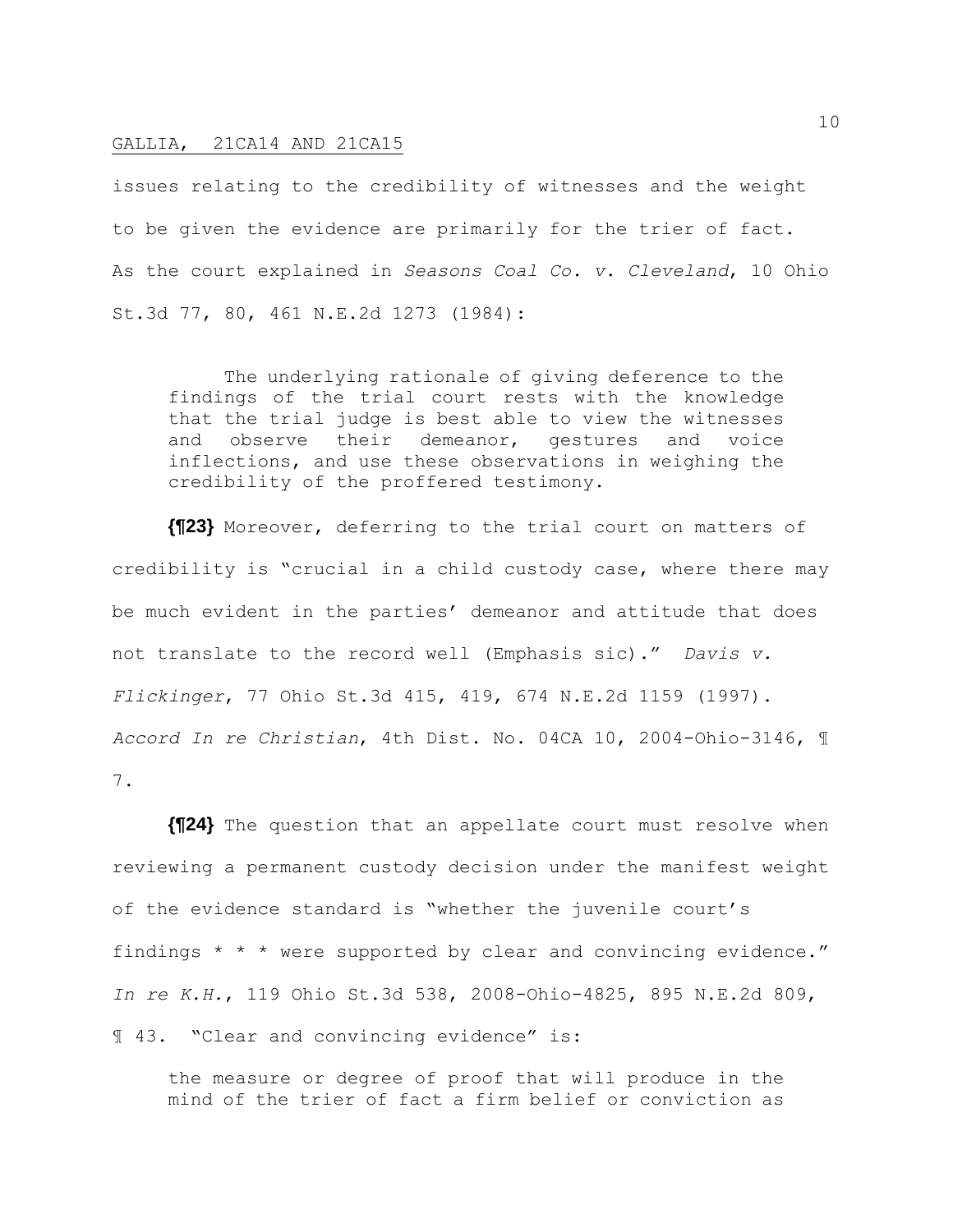issues relating to the credibility of witnesses and the weight to be given the evidence are primarily for the trier of fact. As the court explained in *Seasons Coal Co. v. Cleveland*, 10 Ohio St.3d 77, 80, 461 N.E.2d 1273 (1984):

> The underlying rationale of giving deference to the findings of the trial court rests with the knowledge that the trial judge is best able to view the witnesses and observe their demeanor, gestures and voice inflections, and use these observations in weighing the credibility of the proffered testimony.

**{¶23}** Moreover, deferring to the trial court on matters of credibility is "crucial in a child custody case, where there may be much evident in the parties' demeanor and attitude that does not translate to the record well (Emphasis sic)." *Davis v. Flickinger*, 77 Ohio St.3d 415, 419, 674 N.E.2d 1159 (1997). *Accord In re Christian*, 4th Dist. No. 04CA 10, 2004-Ohio-3146, ¶ 7.

**{¶24}** The question that an appellate court must resolve when reviewing a permanent custody decision under the manifest weight of the evidence standard is "whether the juvenile court's findings * * * were supported by clear and convincing evidence." *In re K.H.*, 119 Ohio St.3d 538, 2008-Ohio-4825, 895 N.E.2d 809, ¶ 43. "Clear and convincing evidence" is:

> the measure or degree of proof that will produce in the mind of the trier of fact a firm belief or conviction as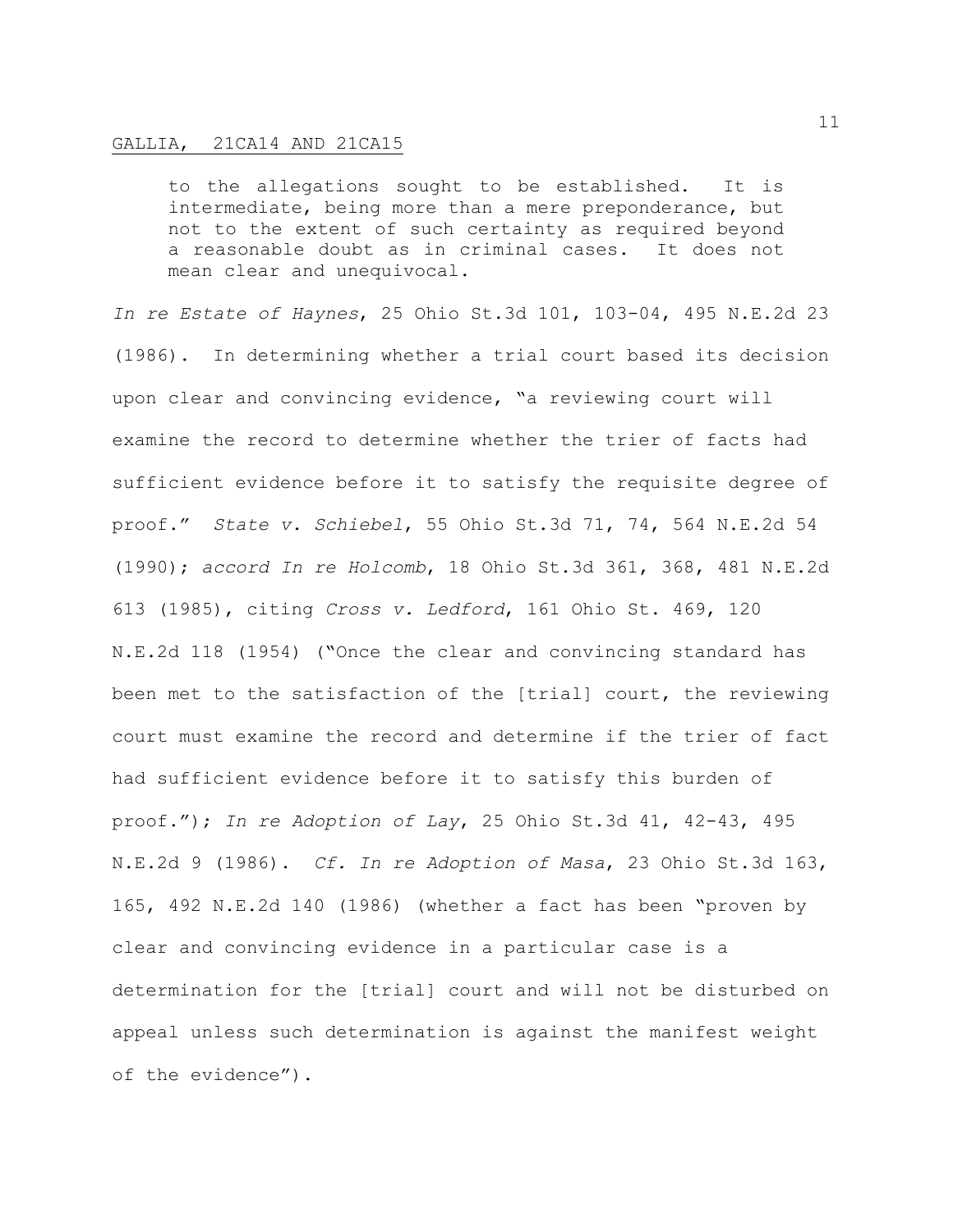> to the allegations sought to be established. It is intermediate, being more than a mere preponderance, but not to the extent of such certainty as required beyond a reasonable doubt as in criminal cases. It does not mean clear and unequivocal.

*In re Estate of Haynes*, 25 Ohio St.3d 101, 103-04, 495 N.E.2d 23 (1986). In determining whether a trial court based its decision upon clear and convincing evidence, "a reviewing court will examine the record to determine whether the trier of facts had sufficient evidence before it to satisfy the requisite degree of proof." *State v. Schiebel*, 55 Ohio St.3d 71, 74, 564 N.E.2d 54 (1990); *accord In re Holcomb*, 18 Ohio St.3d 361, 368, 481 N.E.2d 613 (1985), citing *Cross v. Ledford*, 161 Ohio St. 469, 120 N.E.2d 118 (1954) ("Once the clear and convincing standard has been met to the satisfaction of the [trial] court, the reviewing court must examine the record and determine if the trier of fact had sufficient evidence before it to satisfy this burden of proof."); *In re Adoption of Lay*, 25 Ohio St.3d 41, 42-43, 495 N.E.2d 9 (1986). *Cf. In re Adoption of Masa*, 23 Ohio St.3d 163, 165, 492 N.E.2d 140 (1986) (whether a fact has been "proven by clear and convincing evidence in a particular case is a determination for the [trial] court and will not be disturbed on appeal unless such determination is against the manifest weight of the evidence").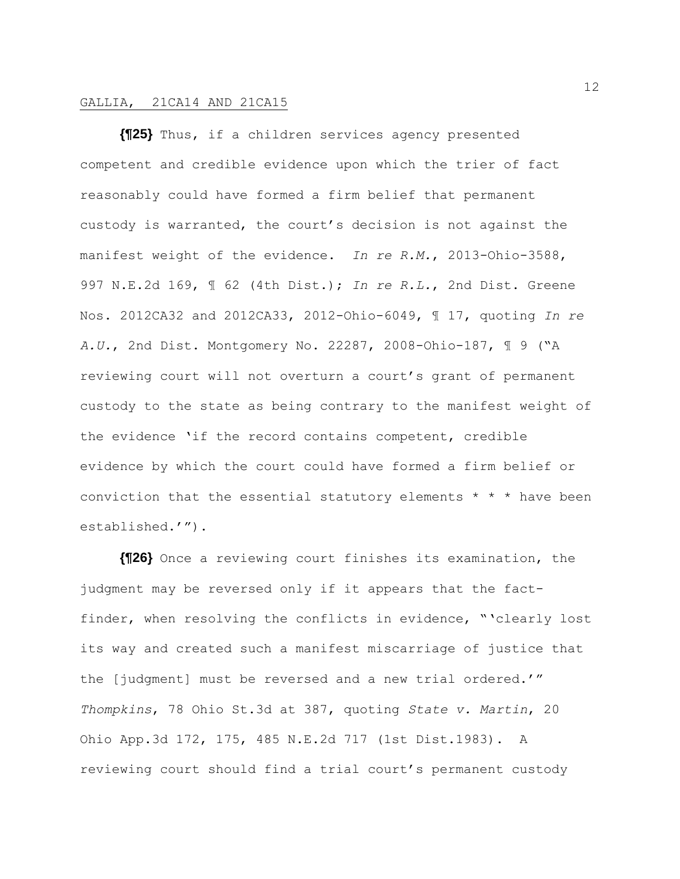**{¶25}** Thus, if a children services agency presented competent and credible evidence upon which the trier of fact reasonably could have formed a firm belief that permanent custody is warranted, the court's decision is not against the manifest weight of the evidence. *In re R.M.*, 2013-Ohio-3588, 997 N.E.2d 169, ¶ 62 (4th Dist.); *In re R.L.*, 2nd Dist. Greene Nos. 2012CA32 and 2012CA33, 2012-Ohio-6049, ¶ 17, quoting *In re A.U.*, 2nd Dist. Montgomery No. 22287, 2008-Ohio-187, ¶ 9 ("A reviewing court will not overturn a court's grant of permanent custody to the state as being contrary to the manifest weight of the evidence 'if the record contains competent, credible evidence by which the court could have formed a firm belief or conviction that the essential statutory elements * * * have been established.'").

**{¶26}** Once a reviewing court finishes its examination, the judgment may be reversed only if it appears that the fact-finder, when resolving the conflicts in evidence, "'clearly lost its way and created such a manifest miscarriage of justice that the [judgment] must be reversed and a new trial ordered.'" *Thompkins*, 78 Ohio St.3d at 387, quoting *State v. Martin*, 20 Ohio App.3d 172, 175, 485 N.E.2d 717 (1st Dist.1983). A reviewing court should find a trial court's permanent custody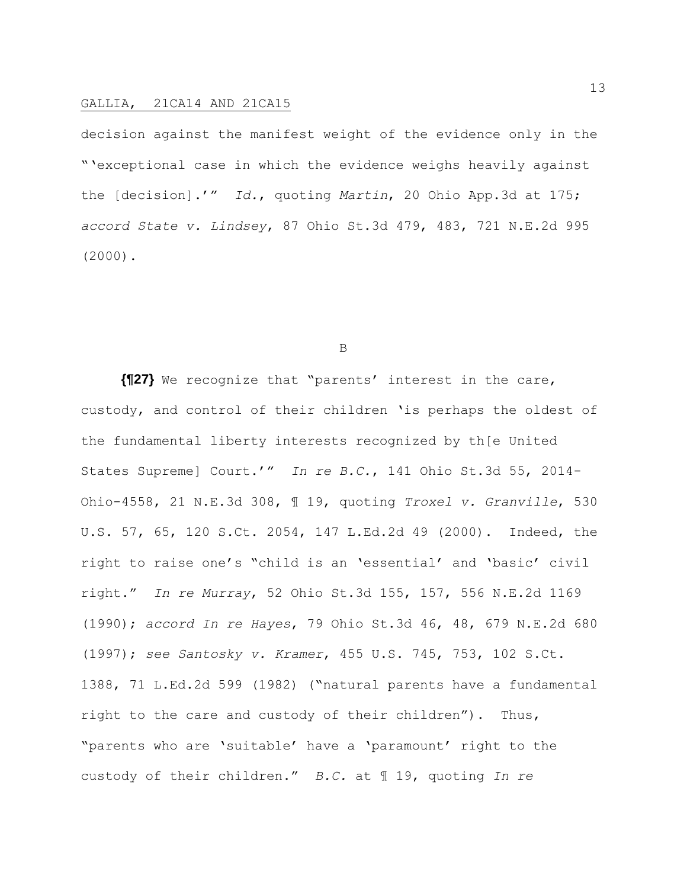decision against the manifest weight of the evidence only in the "'exceptional case in which the evidence weighs heavily against the [decision].'" *Id.*, quoting *Martin*, 20 Ohio App.3d at 175; *accord State v. Lindsey*, 87 Ohio St.3d 479, 483, 721 N.E.2d 995 (2000).

B

**{¶27}** We recognize that "parents' interest in the care, custody, and control of their children 'is perhaps the oldest of the fundamental liberty interests recognized by th[e United States Supreme] Court.'" *In re B.C.*, 141 Ohio St.3d 55, 2014-Ohio-4558, 21 N.E.3d 308, ¶ 19, quoting *Troxel v. Granville*, 530 U.S. 57, 65, 120 S.Ct. 2054, 147 L.Ed.2d 49 (2000). Indeed, the right to raise one's "child is an 'essential' and 'basic' civil right." *In re Murray*, 52 Ohio St.3d 155, 157, 556 N.E.2d 1169 (1990); *accord In re Hayes*, 79 Ohio St.3d 46, 48, 679 N.E.2d 680 (1997); *see Santosky v. Kramer*, 455 U.S. 745, 753, 102 S.Ct. 1388, 71 L.Ed.2d 599 (1982) ("natural parents have a fundamental right to the care and custody of their children"). Thus, "parents who are 'suitable' have a 'paramount' right to the custody of their children." *B.C.* at ¶ 19, quoting *In re*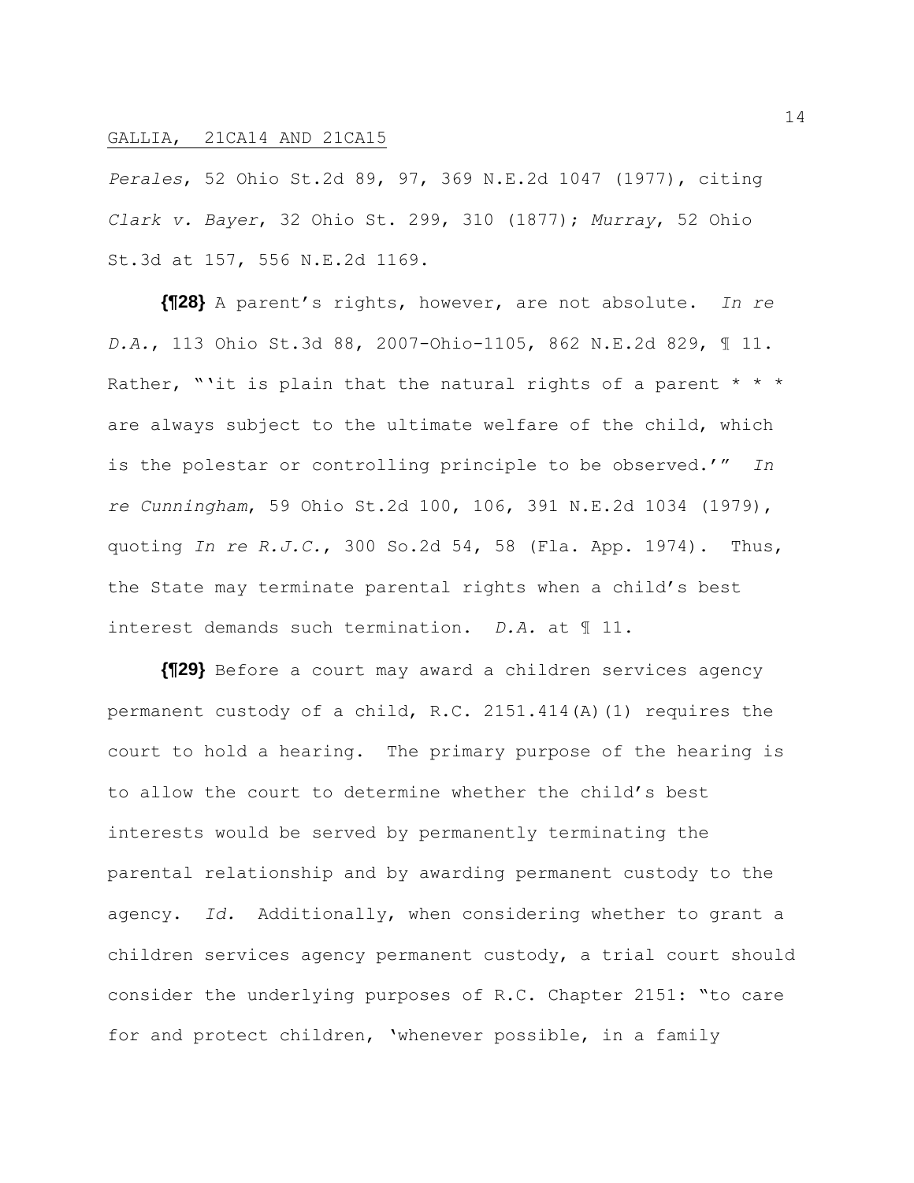*Perales*, 52 Ohio St.2d 89, 97, 369 N.E.2d 1047 (1977), citing *Clark v. Bayer*, 32 Ohio St. 299, 310 (1877); *Murray*, 52 Ohio St.3d at 157, 556 N.E.2d 1169.

**{¶28}** A parent's rights, however, are not absolute. *In re D.A.*, 113 Ohio St.3d 88, 2007-Ohio-1105, 862 N.E.2d 829, ¶ 11. Rather, "'it is plain that the natural rights of a parent * * * are always subject to the ultimate welfare of the child, which is the polestar or controlling principle to be observed.'" *In re Cunningham*, 59 Ohio St.2d 100, 106, 391 N.E.2d 1034 (1979), quoting *In re R.J.C.*, 300 So.2d 54, 58 (Fla. App. 1974). Thus, the State may terminate parental rights when a child's best interest demands such termination. *D.A.* at ¶ 11.

**{¶29}** Before a court may award a children services agency permanent custody of a child, R.C. 2151.414(A)(1) requires the court to hold a hearing. The primary purpose of the hearing is to allow the court to determine whether the child's best interests would be served by permanently terminating the parental relationship and by awarding permanent custody to the agency. *Id.* Additionally, when considering whether to grant a children services agency permanent custody, a trial court should consider the underlying purposes of R.C. Chapter 2151: "to care for and protect children, 'whenever possible, in a family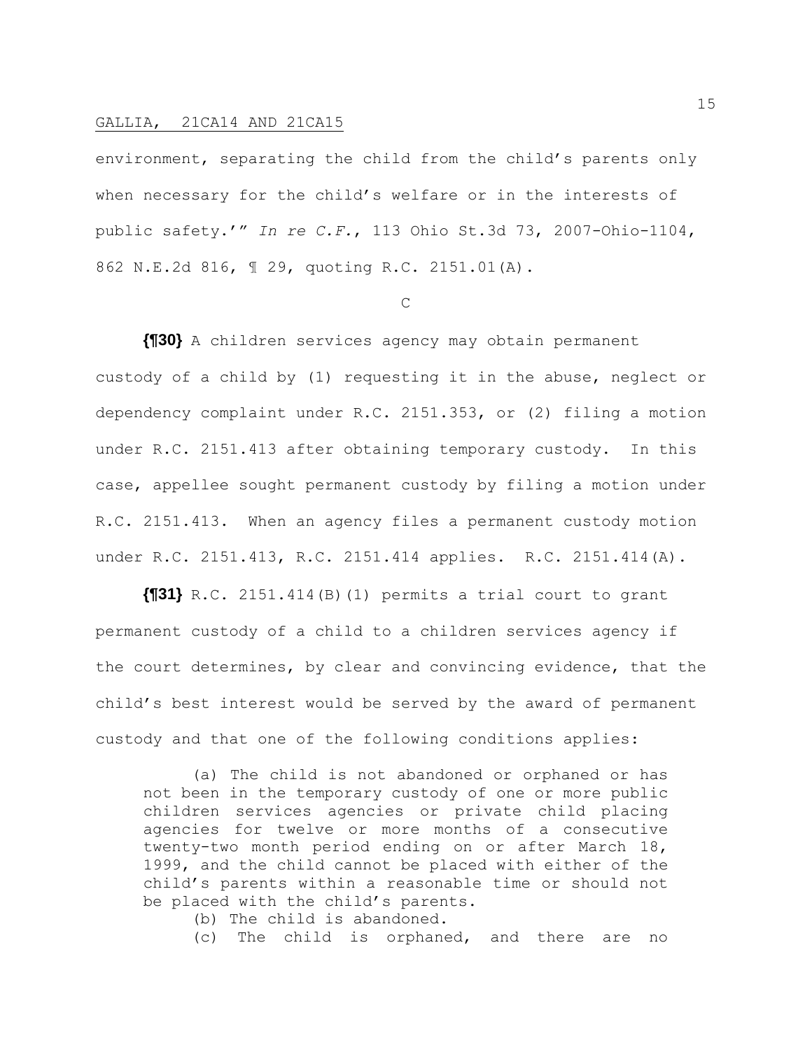environment, separating the child from the child's parents only when necessary for the child's welfare or in the interests of public safety.'" *In re C.F.*, 113 Ohio St.3d 73, 2007-Ohio-1104, 862 N.E.2d 816, ¶ 29, quoting R.C. 2151.01(A).

C

**{¶30}** A children services agency may obtain permanent custody of a child by (1) requesting it in the abuse, neglect or dependency complaint under R.C. 2151.353, or (2) filing a motion under R.C. 2151.413 after obtaining temporary custody. In this case, appellee sought permanent custody by filing a motion under R.C. 2151.413. When an agency files a permanent custody motion under R.C. 2151.413, R.C. 2151.414 applies. R.C. 2151.414(A).

**{¶31}** R.C. 2151.414(B)(1) permits a trial court to grant permanent custody of a child to a children services agency if the court determines, by clear and convincing evidence, that the child's best interest would be served by the award of permanent custody and that one of the following conditions applies:

> (a) The child is not abandoned or orphaned or has not been in the temporary custody of one or more public children services agencies or private child placing agencies for twelve or more months of a consecutive twenty-two month period ending on or after March 18, 1999, and the child cannot be placed with either of the child's parents within a reasonable time or should not be placed with the child's parents.
>
> (b) The child is abandoned.
>
> (c) The child is orphaned, and there are no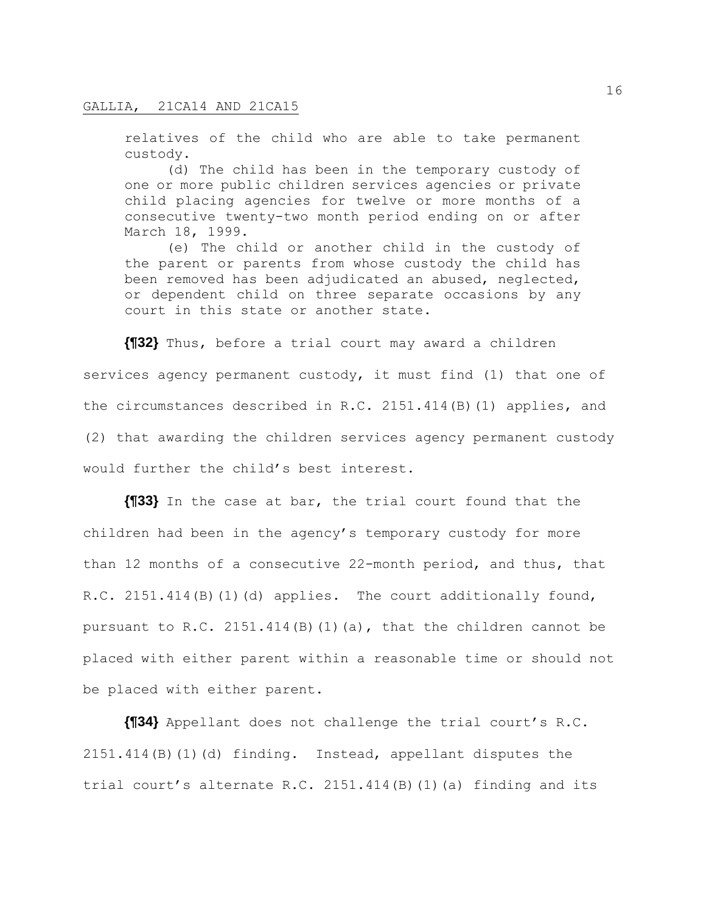relatives of the child who are able to take permanent custody.

(d) The child has been in the temporary custody of one or more public children services agencies or private child placing agencies for twelve or more months of a consecutive twenty-two month period ending on or after March 18, 1999.

(e) The child or another child in the custody of the parent or parents from whose custody the child has been removed has been adjudicated an abused, neglected, or dependent child on three separate occasions by any court in this state or another state.

**{¶32}** Thus, before a trial court may award a children services agency permanent custody, it must find (1) that one of the circumstances described in R.C. 2151.414(B)(1) applies, and (2) that awarding the children services agency permanent custody would further the child's best interest.

**{¶33}** In the case at bar, the trial court found that the children had been in the agency's temporary custody for more than 12 months of a consecutive 22-month period, and thus, that R.C. 2151.414(B)(1)(d) applies. The court additionally found, pursuant to R.C. 2151.414(B)(1)(a), that the children cannot be placed with either parent within a reasonable time or should not be placed with either parent.

**{¶34}** Appellant does not challenge the trial court's R.C. 2151.414(B)(1)(d) finding. Instead, appellant disputes the trial court's alternate R.C. 2151.414(B)(1)(a) finding and its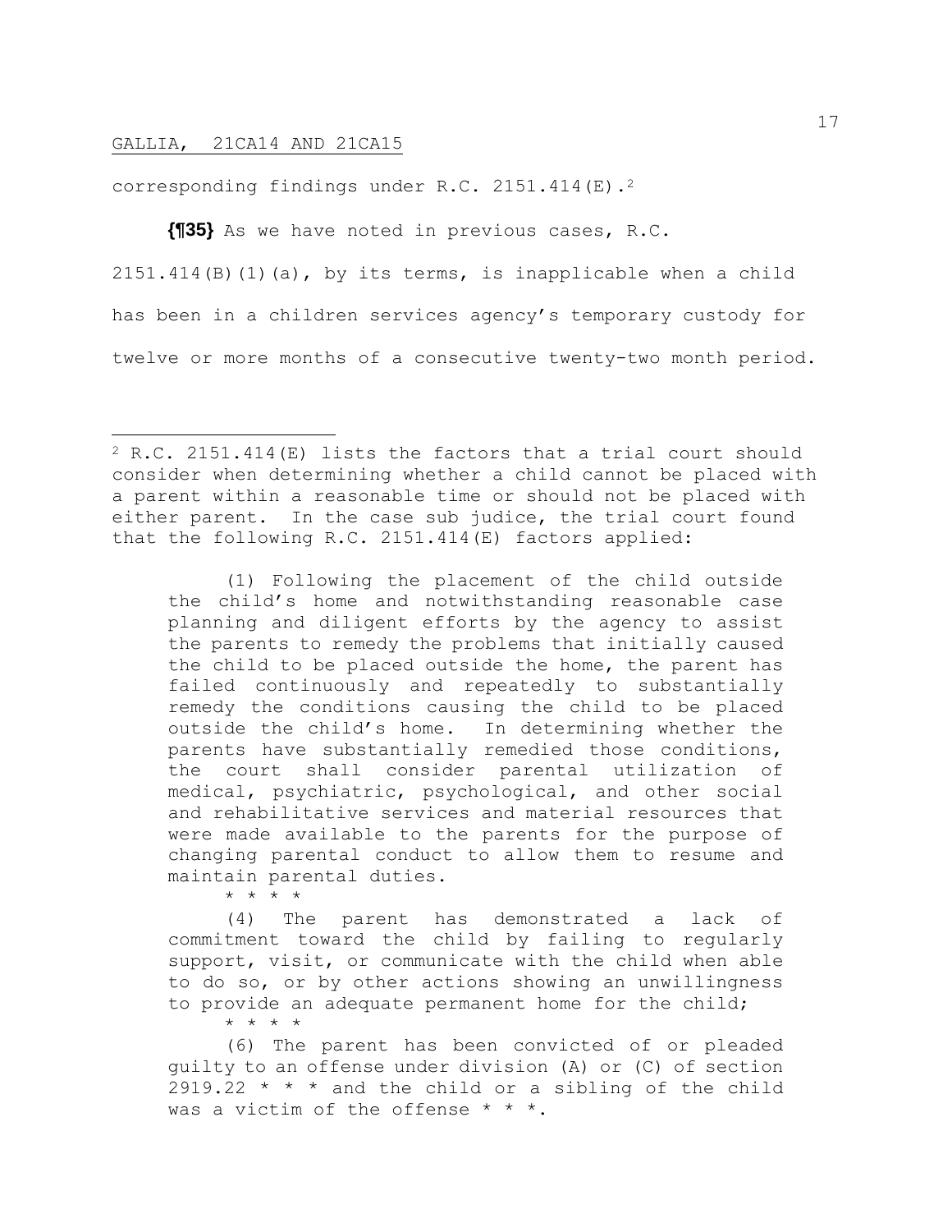corresponding findings under R.C. 2151.414(E).[2]

**{¶35}** As we have noted in previous cases, R.C. 2151.414(B)(1)(a), by its terms, is inapplicable when a child has been in a children services agency's temporary custody for twelve or more months of a consecutive twenty-two month period.

---

[2] R.C. 2151.414(E) lists the factors that a trial court should consider when determining whether a child cannot be placed with a parent within a reasonable time or should not be placed with either parent. In the case sub judice, the trial court found that the following R.C. 2151.414(E) factors applied:

> (1) Following the placement of the child outside the child's home and notwithstanding reasonable case planning and diligent efforts by the agency to assist the parents to remedy the problems that initially caused the child to be placed outside the home, the parent has failed continuously and repeatedly to substantially remedy the conditions causing the child to be placed outside the child's home. In determining whether the parents have substantially remedied those conditions, the court shall consider parental utilization of medical, psychiatric, psychological, and other social and rehabilitative services and material resources that were made available to the parents for the purpose of changing parental conduct to allow them to resume and maintain parental duties.
>
> * * * *
>
> (4) The parent has demonstrated a lack of commitment toward the child by failing to regularly support, visit, or communicate with the child when able to do so, or by other actions showing an unwillingness to provide an adequate permanent home for the child;
>
> * * * *
>
> (6) The parent has been convicted of or pleaded guilty to an offense under division (A) or (C) of section 2919.22 * * * and the child or a sibling of the child was a victim of the offense * * *.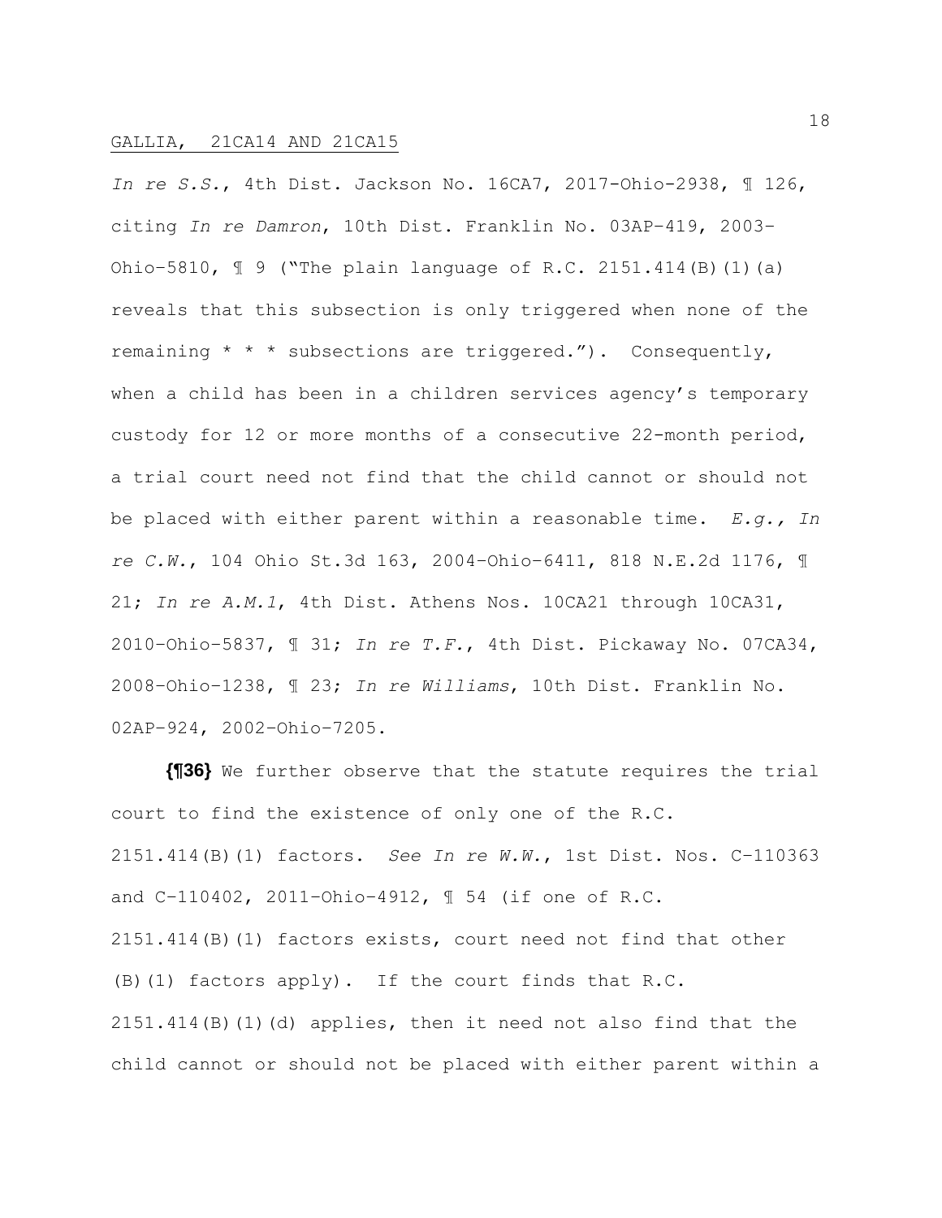*In re S.S.*, 4th Dist. Jackson No. 16CA7, 2017-Ohio-2938, ¶ 126, citing *In re Damron*, 10th Dist. Franklin No. 03AP-419, 2003-Ohio-5810, ¶ 9 ("The plain language of R.C. 2151.414(B)(1)(a) reveals that this subsection is only triggered when none of the remaining * * * subsections are triggered."). Consequently, when a child has been in a children services agency's temporary custody for 12 or more months of a consecutive 22-month period, a trial court need not find that the child cannot or should not be placed with either parent within a reasonable time. *E.g., In re C.W.*, 104 Ohio St.3d 163, 2004-Ohio-6411, 818 N.E.2d 1176, ¶ 21; *In re A.M.1*, 4th Dist. Athens Nos. 10CA21 through 10CA31, 2010-Ohio-5837, ¶ 31; *In re T.F.*, 4th Dist. Pickaway No. 07CA34, 2008-Ohio-1238, ¶ 23; *In re Williams*, 10th Dist. Franklin No. 02AP-924, 2002-Ohio-7205.

**{¶36}** We further observe that the statute requires the trial court to find the existence of only one of the R.C. 2151.414(B)(1) factors. *See In re W.W.*, 1st Dist. Nos. C-110363 and C-110402, 2011-Ohio-4912, ¶ 54 (if one of R.C. 2151.414(B)(1) factors exists, court need not find that other (B)(1) factors apply). If the court finds that R.C. 2151.414(B)(1)(d) applies, then it need not also find that the child cannot or should not be placed with either parent within a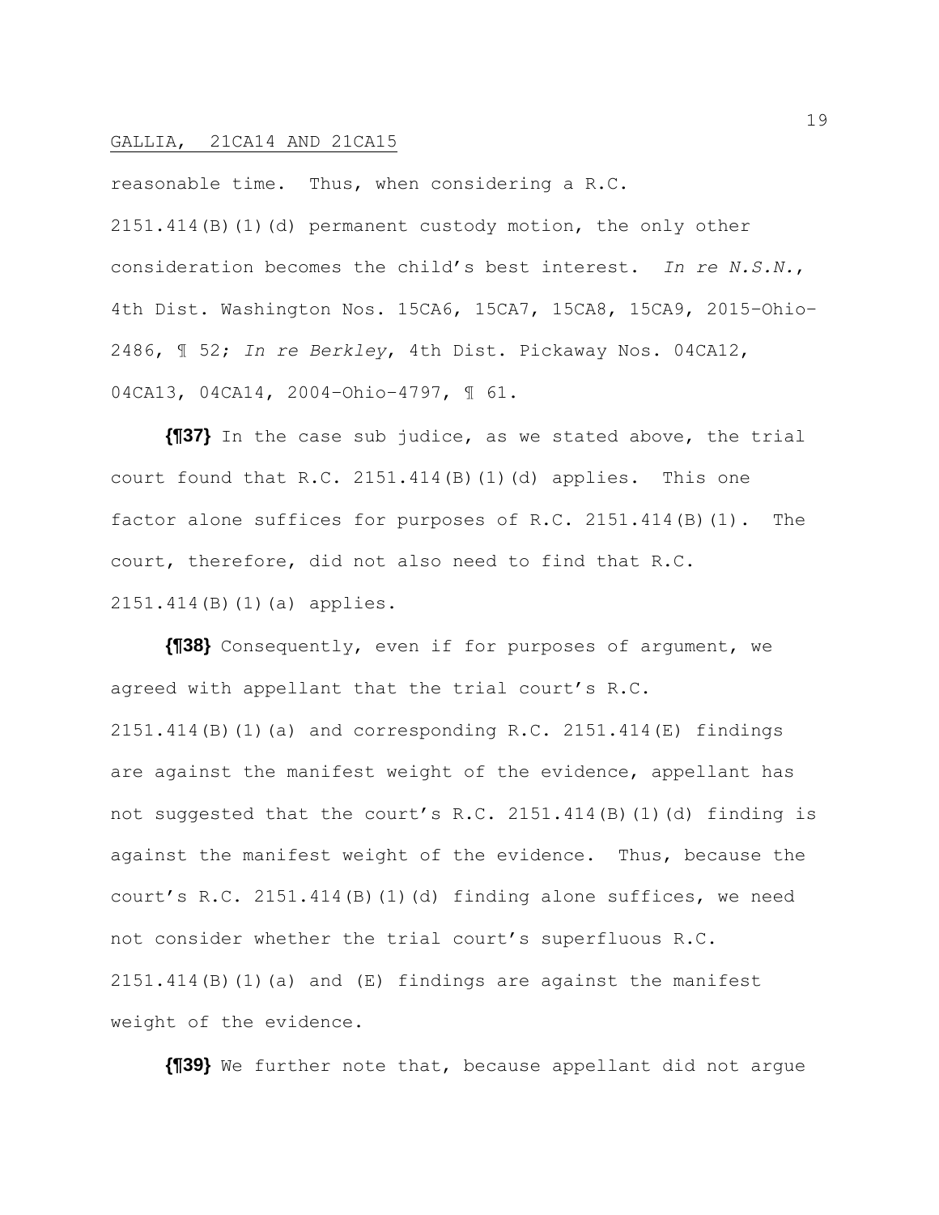reasonable time. Thus, when considering a R.C. 2151.414(B)(1)(d) permanent custody motion, the only other consideration becomes the child's best interest. *In re N.S.N.*, 4th Dist. Washington Nos. 15CA6, 15CA7, 15CA8, 15CA9, 2015-Ohio-2486, ¶ 52; *In re Berkley*, 4th Dist. Pickaway Nos. 04CA12, 04CA13, 04CA14, 2004-Ohio-4797, ¶ 61.

**{¶37}** In the case sub judice, as we stated above, the trial court found that R.C. 2151.414(B)(1)(d) applies. This one factor alone suffices for purposes of R.C. 2151.414(B)(1). The court, therefore, did not also need to find that R.C. 2151.414(B)(1)(a) applies.

**{¶38}** Consequently, even if for purposes of argument, we agreed with appellant that the trial court's R.C. 2151.414(B)(1)(a) and corresponding R.C. 2151.414(E) findings are against the manifest weight of the evidence, appellant has not suggested that the court's R.C. 2151.414(B)(1)(d) finding is against the manifest weight of the evidence. Thus, because the court's R.C. 2151.414(B)(1)(d) finding alone suffices, we need not consider whether the trial court's superfluous R.C. 2151.414(B)(1)(a) and (E) findings are against the manifest weight of the evidence.

**{¶39}** We further note that, because appellant did not argue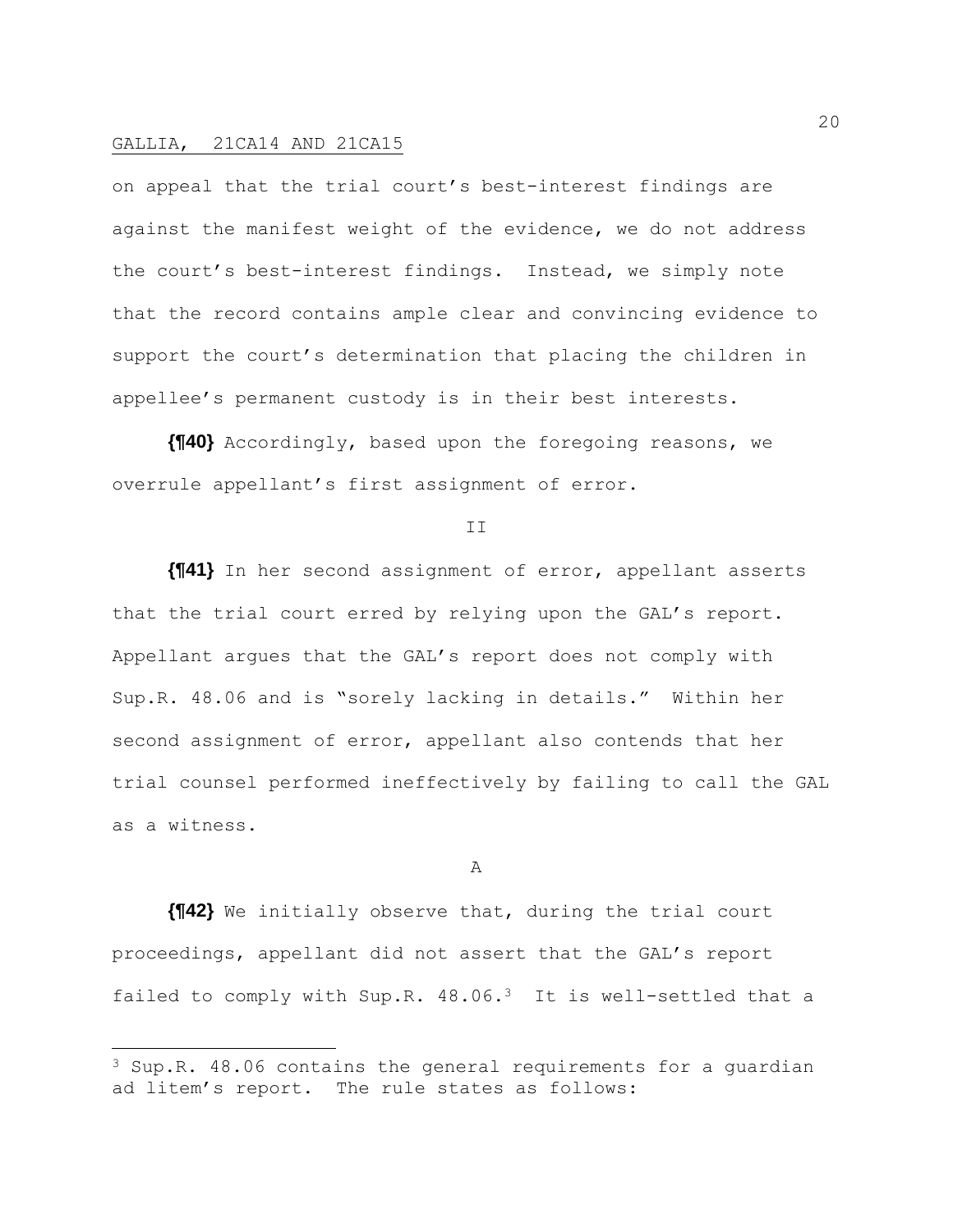on appeal that the trial court's best-interest findings are against the manifest weight of the evidence, we do not address the court's best-interest findings. Instead, we simply note that the record contains ample clear and convincing evidence to support the court's determination that placing the children in appellee's permanent custody is in their best interests.

**{¶40}** Accordingly, based upon the foregoing reasons, we overrule appellant's first assignment of error.

II

**{¶41}** In her second assignment of error, appellant asserts that the trial court erred by relying upon the GAL's report. Appellant argues that the GAL's report does not comply with Sup.R. 48.06 and is "sorely lacking in details." Within her second assignment of error, appellant also contends that her trial counsel performed ineffectively by failing to call the GAL as a witness.

A

**{¶42}** We initially observe that, during the trial court proceedings, appellant did not assert that the GAL's report failed to comply with Sup.R. 48.06.[3] It is well-settled that a

[3] Sup.R. 48.06 contains the general requirements for a guardian ad litem's report. The rule states as follows: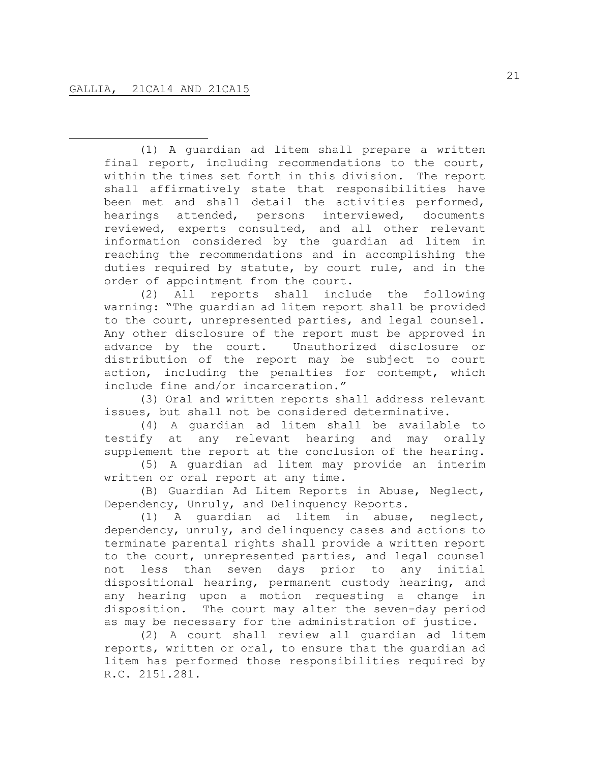(1) A guardian ad litem shall prepare a written final report, including recommendations to the court, within the times set forth in this division. The report shall affirmatively state that responsibilities have been met and shall detail the activities performed, hearings attended, persons interviewed, documents reviewed, experts consulted, and all other relevant information considered by the guardian ad litem in reaching the recommendations and in accomplishing the duties required by statute, by court rule, and in the order of appointment from the court.

(2) All reports shall include the following warning: "The guardian ad litem report shall be provided to the court, unrepresented parties, and legal counsel. Any other disclosure of the report must be approved in advance by the court. Unauthorized disclosure or distribution of the report may be subject to court action, including the penalties for contempt, which include fine and/or incarceration."

(3) Oral and written reports shall address relevant issues, but shall not be considered determinative.

(4) A guardian ad litem shall be available to testify at any relevant hearing and may orally supplement the report at the conclusion of the hearing.

(5) A guardian ad litem may provide an interim written or oral report at any time.

(B) Guardian Ad Litem Reports in Abuse, Neglect, Dependency, Unruly, and Delinquency Reports.

(1) A guardian ad litem in abuse, neglect, dependency, unruly, and delinquency cases and actions to terminate parental rights shall provide a written report to the court, unrepresented parties, and legal counsel not less than seven days prior to any initial dispositional hearing, permanent custody hearing, and any hearing upon a motion requesting a change in disposition. The court may alter the seven-day period as may be necessary for the administration of justice.

(2) A court shall review all guardian ad litem reports, written or oral, to ensure that the guardian ad litem has performed those responsibilities required by R.C. 2151.281.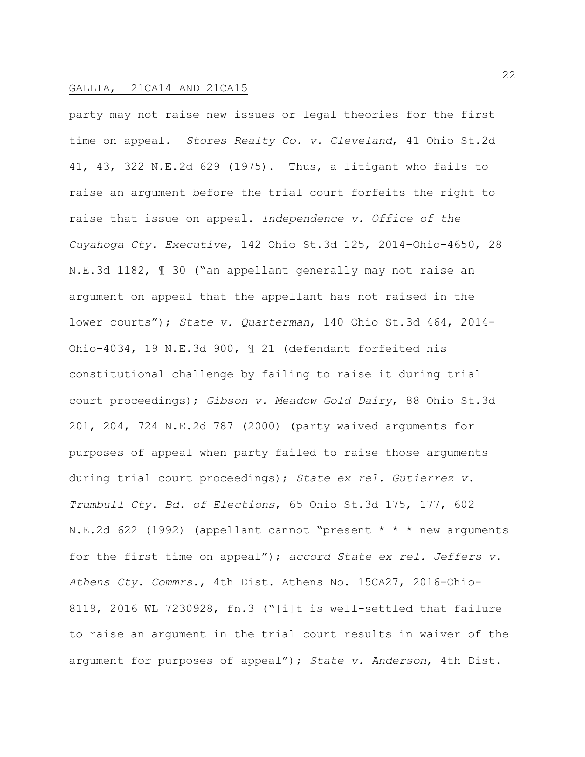party may not raise new issues or legal theories for the first time on appeal. *Stores Realty Co. v. Cleveland*, 41 Ohio St.2d 41, 43, 322 N.E.2d 629 (1975). Thus, a litigant who fails to raise an argument before the trial court forfeits the right to raise that issue on appeal. *Independence v. Office of the Cuyahoga Cty. Executive*, 142 Ohio St.3d 125, 2014-Ohio-4650, 28 N.E.3d 1182, ¶ 30 ("an appellant generally may not raise an argument on appeal that the appellant has not raised in the lower courts"); *State v. Quarterman*, 140 Ohio St.3d 464, 2014-Ohio-4034, 19 N.E.3d 900, ¶ 21 (defendant forfeited his constitutional challenge by failing to raise it during trial court proceedings); *Gibson v. Meadow Gold Dairy*, 88 Ohio St.3d 201, 204, 724 N.E.2d 787 (2000) (party waived arguments for purposes of appeal when party failed to raise those arguments during trial court proceedings); *State ex rel. Gutierrez v. Trumbull Cty. Bd. of Elections*, 65 Ohio St.3d 175, 177, 602 N.E.2d 622 (1992) (appellant cannot "present * * * new arguments for the first time on appeal"); *accord State ex rel. Jeffers v. Athens Cty. Commrs.*, 4th Dist. Athens No. 15CA27, 2016-Ohio-8119, 2016 WL 7230928, fn.3 ("[i]t is well-settled that failure to raise an argument in the trial court results in waiver of the argument for purposes of appeal"); *State v. Anderson*, 4th Dist.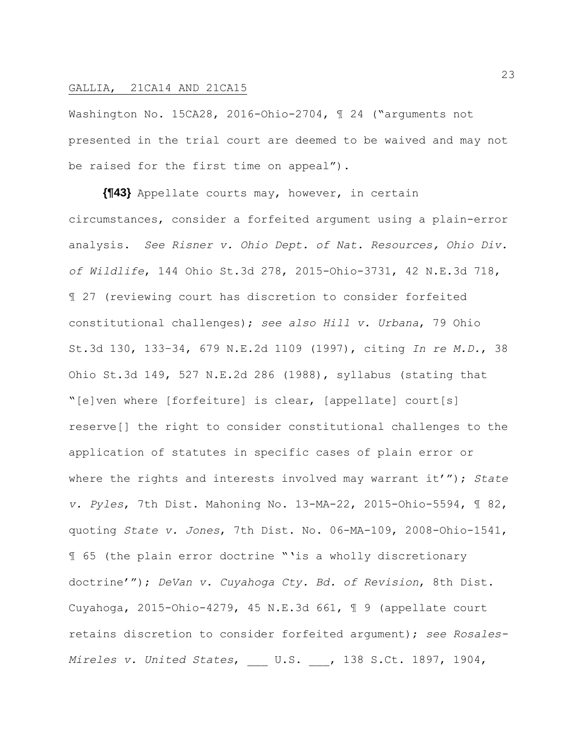Washington No. 15CA28, 2016-Ohio-2704, ¶ 24 ("arguments not presented in the trial court are deemed to be waived and may not be raised for the first time on appeal").

**{¶43}** Appellate courts may, however, in certain circumstances, consider a forfeited argument using a plain-error analysis. *See Risner v. Ohio Dept. of Nat. Resources, Ohio Div. of Wildlife*, 144 Ohio St.3d 278, 2015-Ohio-3731, 42 N.E.3d 718, ¶ 27 (reviewing court has discretion to consider forfeited constitutional challenges); *see also Hill v. Urbana*, 79 Ohio St.3d 130, 133–34, 679 N.E.2d 1109 (1997), citing *In re M.D.*, 38 Ohio St.3d 149, 527 N.E.2d 286 (1988), syllabus (stating that "[e]ven where [forfeiture] is clear, [appellate] court[s] reserve[] the right to consider constitutional challenges to the application of statutes in specific cases of plain error or where the rights and interests involved may warrant it'"); *State v. Pyles*, 7th Dist. Mahoning No. 13-MA-22, 2015-Ohio-5594, ¶ 82, quoting *State v. Jones*, 7th Dist. No. 06-MA-109, 2008-Ohio-1541, ¶ 65 (the plain error doctrine "'is a wholly discretionary doctrine'"); *DeVan v. Cuyahoga Cty. Bd. of Revision*, 8th Dist. Cuyahoga, 2015-Ohio-4279, 45 N.E.3d 661, ¶ 9 (appellate court retains discretion to consider forfeited argument); *see Rosales-Mireles v. United States*, ___ U.S. ___, 138 S.Ct. 1897, 1904,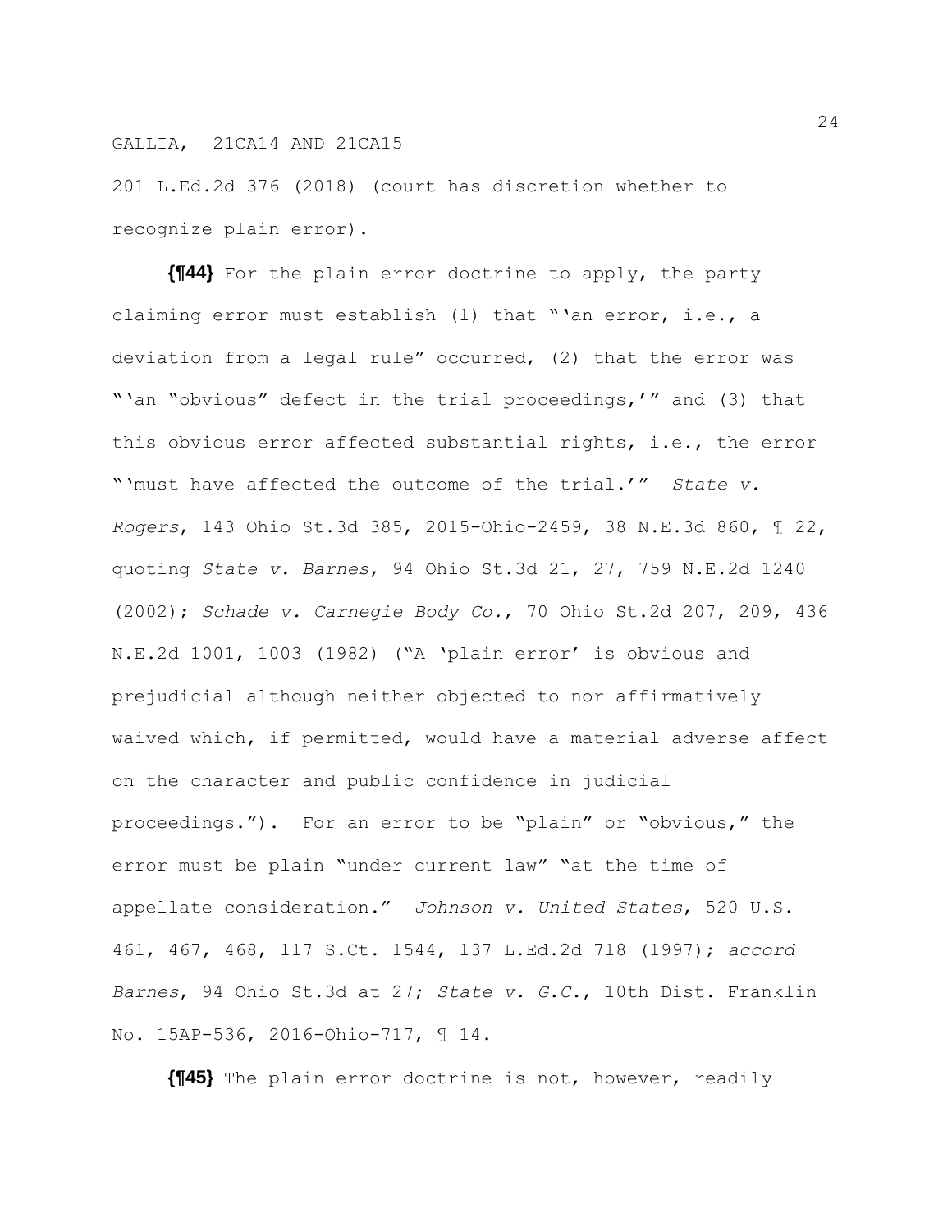201 L.Ed.2d 376 (2018) (court has discretion whether to recognize plain error).

**{¶44}** For the plain error doctrine to apply, the party claiming error must establish (1) that "'an error, i.e., a deviation from a legal rule" occurred, (2) that the error was "'an "obvious" defect in the trial proceedings,'" and (3) that this obvious error affected substantial rights, i.e., the error "'must have affected the outcome of the trial.'" *State v. Rogers*, 143 Ohio St.3d 385, 2015-Ohio-2459, 38 N.E.3d 860, ¶ 22, quoting *State v. Barnes*, 94 Ohio St.3d 21, 27, 759 N.E.2d 1240 (2002); *Schade v. Carnegie Body Co.*, 70 Ohio St.2d 207, 209, 436 N.E.2d 1001, 1003 (1982) ("A 'plain error' is obvious and prejudicial although neither objected to nor affirmatively waived which, if permitted, would have a material adverse affect on the character and public confidence in judicial proceedings."). For an error to be "plain" or "obvious," the error must be plain "under current law" "at the time of appellate consideration." *Johnson v. United States*, 520 U.S. 461, 467, 468, 117 S.Ct. 1544, 137 L.Ed.2d 718 (1997); *accord Barnes*, 94 Ohio St.3d at 27; *State v. G.C.*, 10th Dist. Franklin No. 15AP-536, 2016-Ohio-717, ¶ 14.

**{¶45}** The plain error doctrine is not, however, readily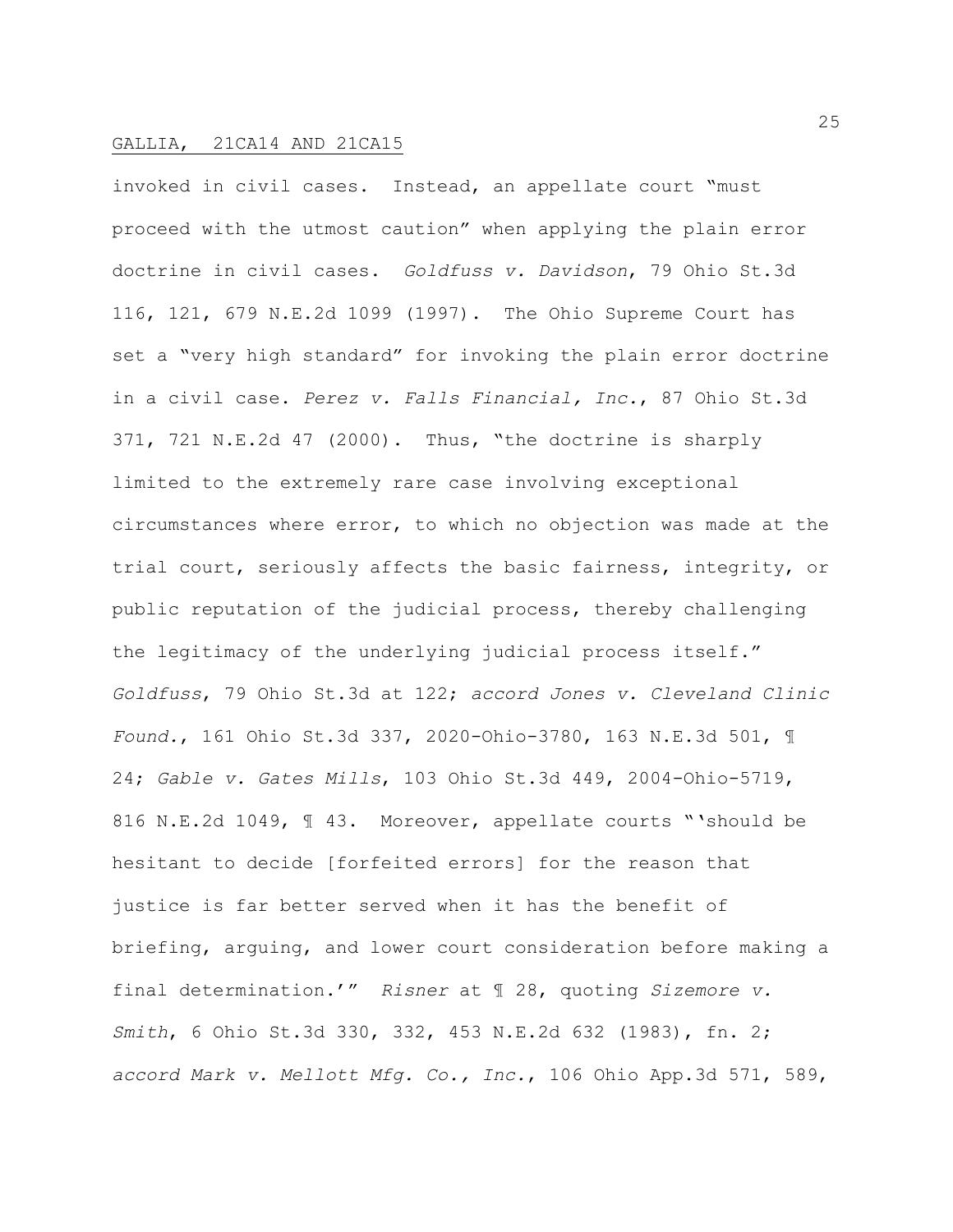invoked in civil cases. Instead, an appellate court "must proceed with the utmost caution" when applying the plain error doctrine in civil cases. *Goldfuss v. Davidson*, 79 Ohio St.3d 116, 121, 679 N.E.2d 1099 (1997). The Ohio Supreme Court has set a "very high standard" for invoking the plain error doctrine in a civil case. *Perez v. Falls Financial, Inc.*, 87 Ohio St.3d 371, 721 N.E.2d 47 (2000). Thus, "the doctrine is sharply limited to the extremely rare case involving exceptional circumstances where error, to which no objection was made at the trial court, seriously affects the basic fairness, integrity, or public reputation of the judicial process, thereby challenging the legitimacy of the underlying judicial process itself." *Goldfuss*, 79 Ohio St.3d at 122; *accord Jones v. Cleveland Clinic Found.*, 161 Ohio St.3d 337, 2020-Ohio-3780, 163 N.E.3d 501, ¶ 24; *Gable v. Gates Mills*, 103 Ohio St.3d 449, 2004-Ohio-5719, 816 N.E.2d 1049, ¶ 43. Moreover, appellate courts "'should be hesitant to decide [forfeited errors] for the reason that justice is far better served when it has the benefit of briefing, arguing, and lower court consideration before making a final determination.'" *Risner* at ¶ 28, quoting *Sizemore v. Smith*, 6 Ohio St.3d 330, 332, 453 N.E.2d 632 (1983), fn. 2; *accord Mark v. Mellott Mfg. Co., Inc.*, 106 Ohio App.3d 571, 589,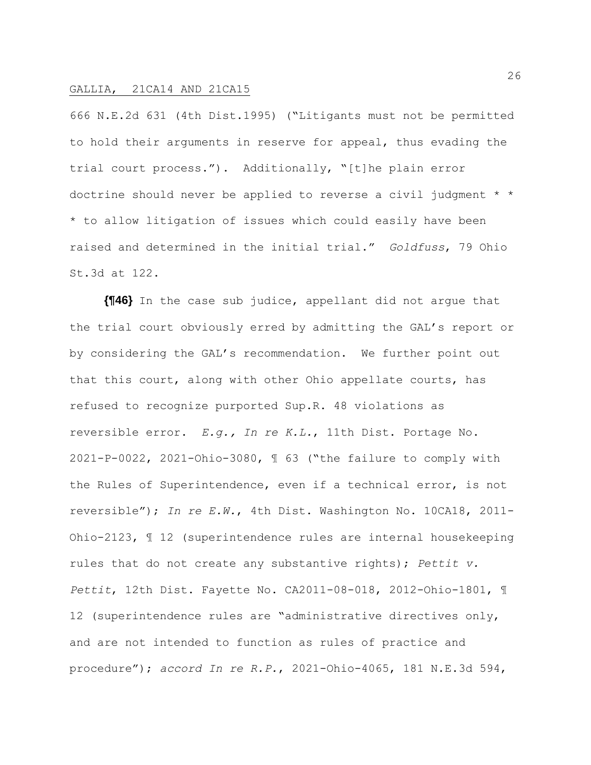666 N.E.2d 631 (4th Dist.1995) ("Litigants must not be permitted to hold their arguments in reserve for appeal, thus evading the trial court process."). Additionally, "[t]he plain error doctrine should never be applied to reverse a civil judgment * * * to allow litigation of issues which could easily have been raised and determined in the initial trial." *Goldfuss*, 79 Ohio St.3d at 122.

**{¶46}** In the case sub judice, appellant did not argue that the trial court obviously erred by admitting the GAL's report or by considering the GAL's recommendation. We further point out that this court, along with other Ohio appellate courts, has refused to recognize purported Sup.R. 48 violations as reversible error. *E.g., In re K.L.*, 11th Dist. Portage No. 2021-P-0022, 2021-Ohio-3080, ¶ 63 ("the failure to comply with the Rules of Superintendence, even if a technical error, is not reversible"); *In re E.W.*, 4th Dist. Washington No. 10CA18, 2011-Ohio-2123, ¶ 12 (superintendence rules are internal housekeeping rules that do not create any substantive rights); *Pettit v. Pettit*, 12th Dist. Fayette No. CA2011-08-018, 2012-Ohio-1801, ¶ 12 (superintendence rules are "administrative directives only, and are not intended to function as rules of practice and procedure"); *accord In re R.P.*, 2021-Ohio-4065, 181 N.E.3d 594,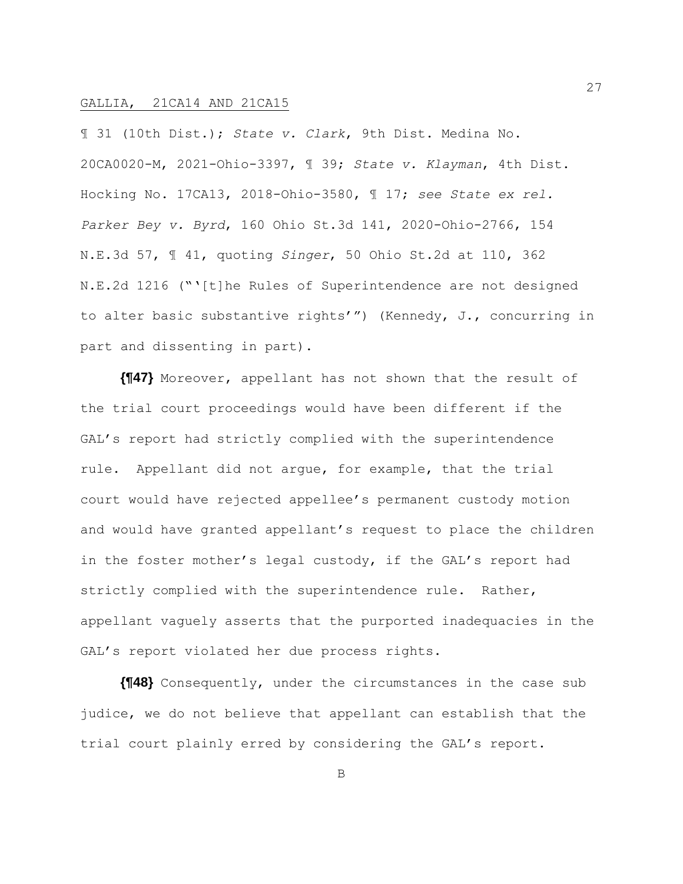¶ 31 (10th Dist.); *State v. Clark*, 9th Dist. Medina No. 20CA0020-M, 2021-Ohio-3397, ¶ 39; *State v. Klayman*, 4th Dist. Hocking No. 17CA13, 2018-Ohio-3580, ¶ 17; *see State ex rel. Parker Bey v. Byrd*, 160 Ohio St.3d 141, 2020-Ohio-2766, 154 N.E.3d 57, ¶ 41, quoting *Singer*, 50 Ohio St.2d at 110, 362 N.E.2d 1216 ("'[t]he Rules of Superintendence are not designed to alter basic substantive rights'") (Kennedy, J., concurring in part and dissenting in part).

**{¶47}** Moreover, appellant has not shown that the result of the trial court proceedings would have been different if the GAL's report had strictly complied with the superintendence rule. Appellant did not argue, for example, that the trial court would have rejected appellee's permanent custody motion and would have granted appellant's request to place the children in the foster mother's legal custody, if the GAL's report had strictly complied with the superintendence rule. Rather, appellant vaguely asserts that the purported inadequacies in the GAL's report violated her due process rights.

**{¶48}** Consequently, under the circumstances in the case sub judice, we do not believe that appellant can establish that the trial court plainly erred by considering the GAL's report.

B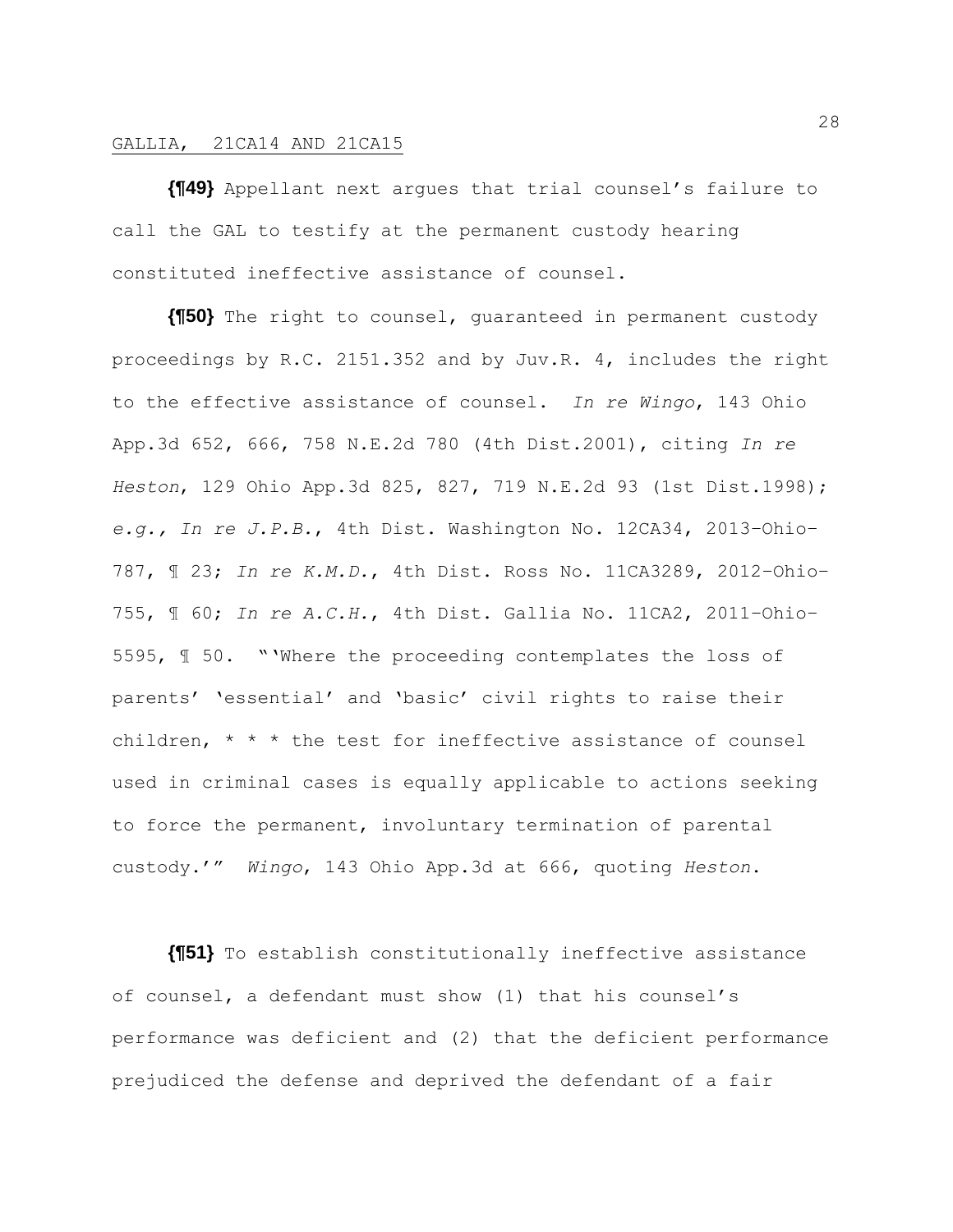**{¶49}** Appellant next argues that trial counsel's failure to call the GAL to testify at the permanent custody hearing constituted ineffective assistance of counsel.

**{¶50}** The right to counsel, guaranteed in permanent custody proceedings by R.C. 2151.352 and by Juv.R. 4, includes the right to the effective assistance of counsel. *In re Wingo*, 143 Ohio App.3d 652, 666, 758 N.E.2d 780 (4th Dist.2001), citing *In re Heston*, 129 Ohio App.3d 825, 827, 719 N.E.2d 93 (1st Dist.1998); *e.g., In re J.P.B.*, 4th Dist. Washington No. 12CA34, 2013-Ohio-787, ¶ 23; *In re K.M.D.*, 4th Dist. Ross No. 11CA3289, 2012-Ohio-755, ¶ 60; *In re A.C.H.*, 4th Dist. Gallia No. 11CA2, 2011-Ohio-5595, ¶ 50. "'Where the proceeding contemplates the loss of parents' 'essential' and 'basic' civil rights to raise their children, * * * the test for ineffective assistance of counsel used in criminal cases is equally applicable to actions seeking to force the permanent, involuntary termination of parental custody.'" *Wingo*, 143 Ohio App.3d at 666, quoting *Heston*.

**{¶51}** To establish constitutionally ineffective assistance of counsel, a defendant must show (1) that his counsel's performance was deficient and (2) that the deficient performance prejudiced the defense and deprived the defendant of a fair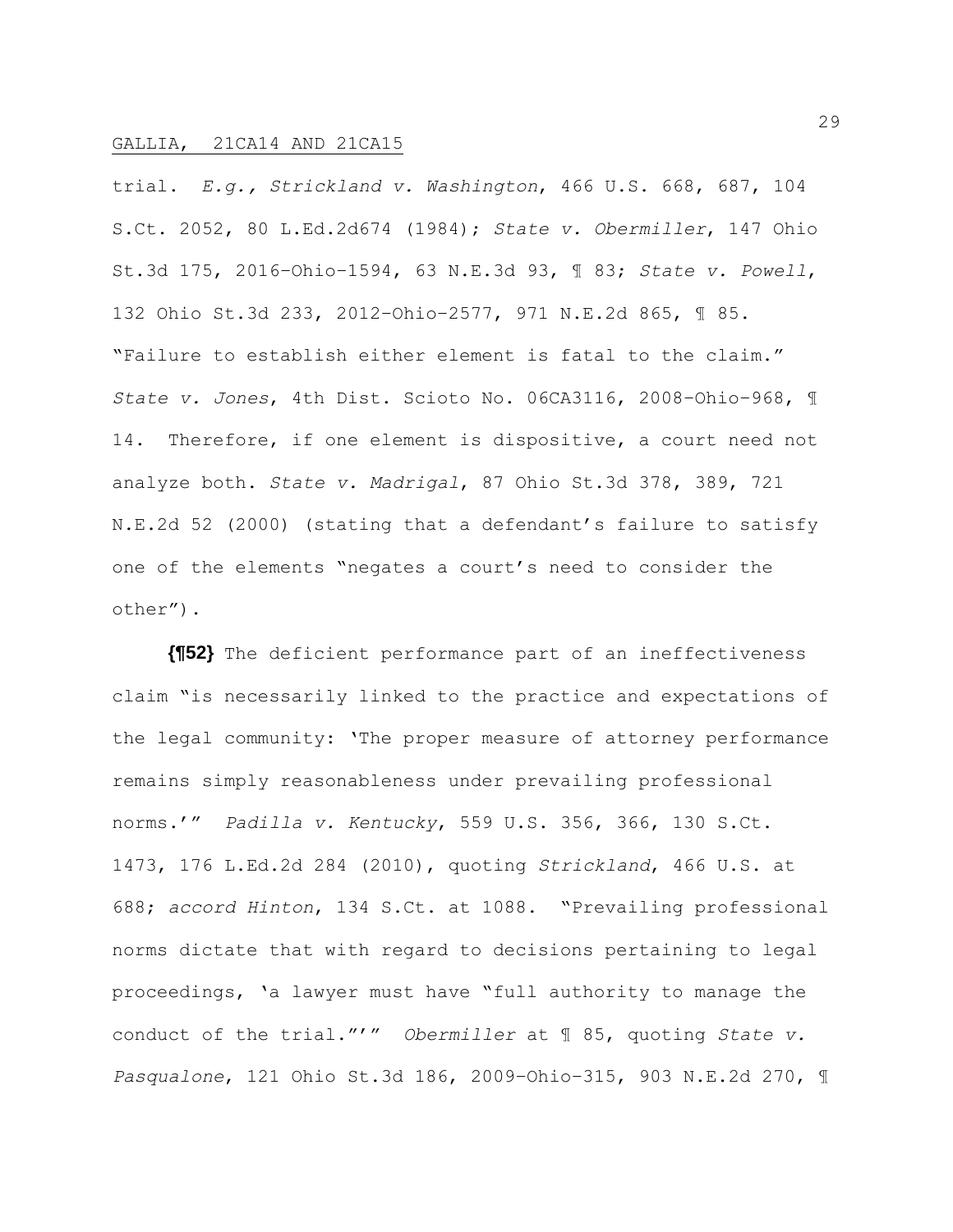trial. *E.g., Strickland v. Washington*, 466 U.S. 668, 687, 104 S.Ct. 2052, 80 L.Ed.2d674 (1984); *State v. Obermiller*, 147 Ohio St.3d 175, 2016-Ohio-1594, 63 N.E.3d 93, ¶ 83; *State v. Powell*, 132 Ohio St.3d 233, 2012-Ohio-2577, 971 N.E.2d 865, ¶ 85. "Failure to establish either element is fatal to the claim." *State v. Jones*, 4th Dist. Scioto No. 06CA3116, 2008-Ohio-968, ¶ 14. Therefore, if one element is dispositive, a court need not analyze both. *State v. Madrigal*, 87 Ohio St.3d 378, 389, 721 N.E.2d 52 (2000) (stating that a defendant's failure to satisfy one of the elements "negates a court's need to consider the other").

**{¶52}** The deficient performance part of an ineffectiveness claim "is necessarily linked to the practice and expectations of the legal community: 'The proper measure of attorney performance remains simply reasonableness under prevailing professional norms.'" *Padilla v. Kentucky*, 559 U.S. 356, 366, 130 S.Ct. 1473, 176 L.Ed.2d 284 (2010), quoting *Strickland*, 466 U.S. at 688; *accord Hinton*, 134 S.Ct. at 1088. "Prevailing professional norms dictate that with regard to decisions pertaining to legal proceedings, 'a lawyer must have "full authority to manage the conduct of the trial."'" *Obermiller* at ¶ 85, quoting *State v. Pasqualone*, 121 Ohio St.3d 186, 2009-Ohio-315, 903 N.E.2d 270, ¶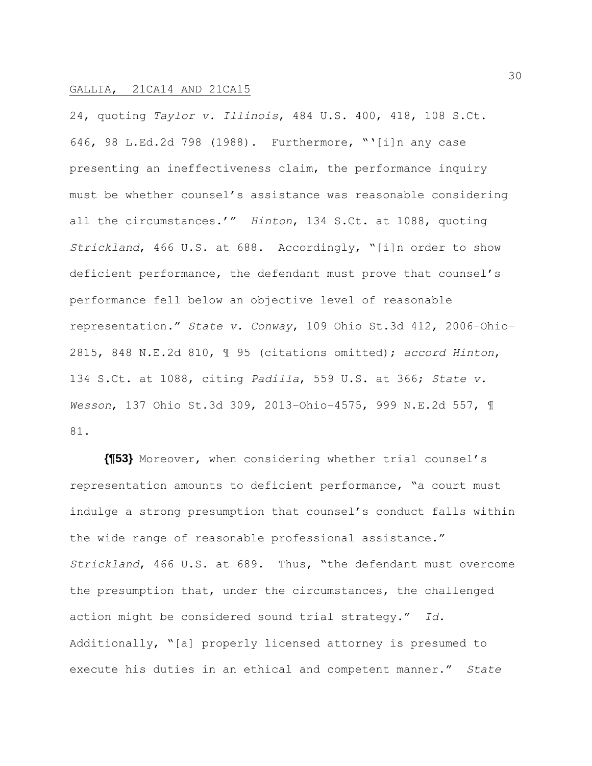24, quoting *Taylor v. Illinois*, 484 U.S. 400, 418, 108 S.Ct. 646, 98 L.Ed.2d 798 (1988). Furthermore, "'[i]n any case presenting an ineffectiveness claim, the performance inquiry must be whether counsel's assistance was reasonable considering all the circumstances.'" *Hinton*, 134 S.Ct. at 1088, quoting *Strickland*, 466 U.S. at 688. Accordingly, "[i]n order to show deficient performance, the defendant must prove that counsel's performance fell below an objective level of reasonable representation." *State v. Conway*, 109 Ohio St.3d 412, 2006-Ohio-2815, 848 N.E.2d 810, ¶ 95 (citations omitted); *accord Hinton*, 134 S.Ct. at 1088, citing *Padilla*, 559 U.S. at 366; *State v. Wesson*, 137 Ohio St.3d 309, 2013-Ohio-4575, 999 N.E.2d 557, ¶ 81.

**{¶53}** Moreover, when considering whether trial counsel's representation amounts to deficient performance, "a court must indulge a strong presumption that counsel's conduct falls within the wide range of reasonable professional assistance." *Strickland*, 466 U.S. at 689. Thus, "the defendant must overcome the presumption that, under the circumstances, the challenged action might be considered sound trial strategy." *Id.* Additionally, "[a] properly licensed attorney is presumed to execute his duties in an ethical and competent manner." *State*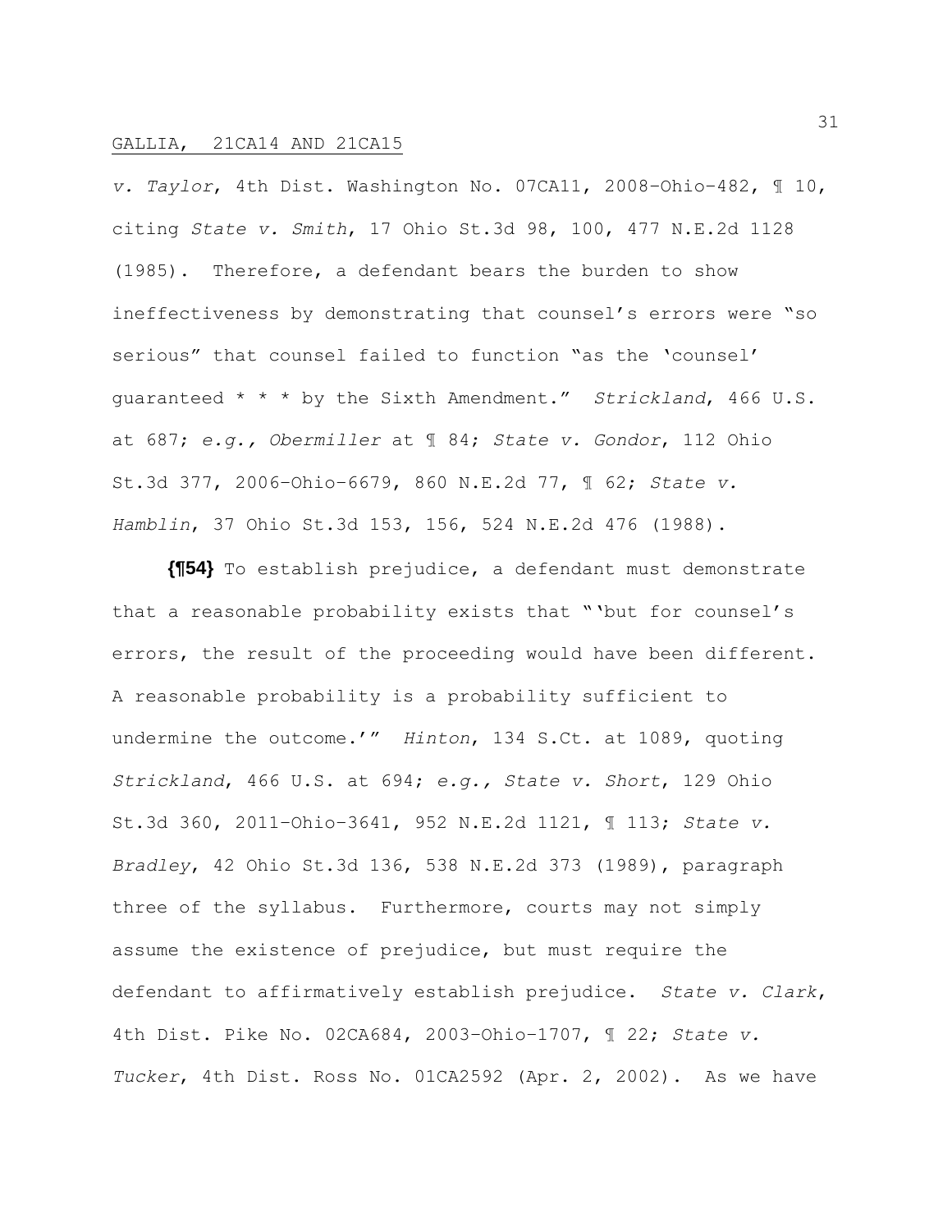*v. Taylor*, 4th Dist. Washington No. 07CA11, 2008-Ohio-482, ¶ 10, citing *State v. Smith*, 17 Ohio St.3d 98, 100, 477 N.E.2d 1128 (1985). Therefore, a defendant bears the burden to show ineffectiveness by demonstrating that counsel's errors were "so serious" that counsel failed to function "as the 'counsel' guaranteed * * * by the Sixth Amendment." *Strickland*, 466 U.S. at 687; *e.g., Obermiller* at ¶ 84; *State v. Gondor*, 112 Ohio St.3d 377, 2006-Ohio-6679, 860 N.E.2d 77, ¶ 62; *State v. Hamblin*, 37 Ohio St.3d 153, 156, 524 N.E.2d 476 (1988).

**{¶54}** To establish prejudice, a defendant must demonstrate that a reasonable probability exists that "'but for counsel's errors, the result of the proceeding would have been different. A reasonable probability is a probability sufficient to undermine the outcome.'" *Hinton*, 134 S.Ct. at 1089, quoting *Strickland*, 466 U.S. at 694; *e.g., State v. Short*, 129 Ohio St.3d 360, 2011-Ohio-3641, 952 N.E.2d 1121, ¶ 113; *State v. Bradley*, 42 Ohio St.3d 136, 538 N.E.2d 373 (1989), paragraph three of the syllabus. Furthermore, courts may not simply assume the existence of prejudice, but must require the defendant to affirmatively establish prejudice. *State v. Clark*, 4th Dist. Pike No. 02CA684, 2003-Ohio-1707, ¶ 22; *State v. Tucker*, 4th Dist. Ross No. 01CA2592 (Apr. 2, 2002). As we have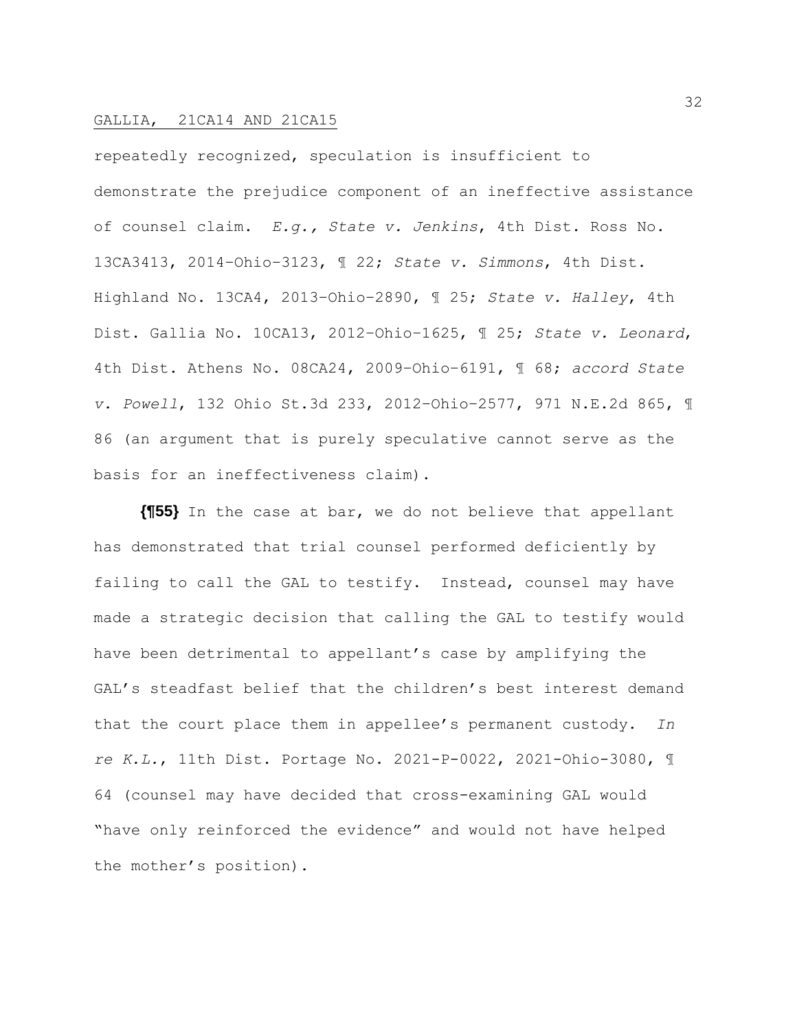repeatedly recognized, speculation is insufficient to demonstrate the prejudice component of an ineffective assistance of counsel claim. *E.g., State v. Jenkins*, 4th Dist. Ross No. 13CA3413, 2014-Ohio-3123, ¶ 22; *State v. Simmons*, 4th Dist. Highland No. 13CA4, 2013-Ohio-2890, ¶ 25; *State v. Halley*, 4th Dist. Gallia No. 10CA13, 2012-Ohio-1625, ¶ 25; *State v. Leonard*, 4th Dist. Athens No. 08CA24, 2009-Ohio-6191, ¶ 68; *accord State v. Powell*, 132 Ohio St.3d 233, 2012-Ohio-2577, 971 N.E.2d 865, ¶ 86 (an argument that is purely speculative cannot serve as the basis for an ineffectiveness claim).

**{¶55}** In the case at bar, we do not believe that appellant has demonstrated that trial counsel performed deficiently by failing to call the GAL to testify. Instead, counsel may have made a strategic decision that calling the GAL to testify would have been detrimental to appellant's case by amplifying the GAL's steadfast belief that the children's best interest demand that the court place them in appellee's permanent custody. *In re K.L.*, 11th Dist. Portage No. 2021-P-0022, 2021-Ohio-3080, ¶ 64 (counsel may have decided that cross-examining GAL would "have only reinforced the evidence" and would not have helped the mother's position).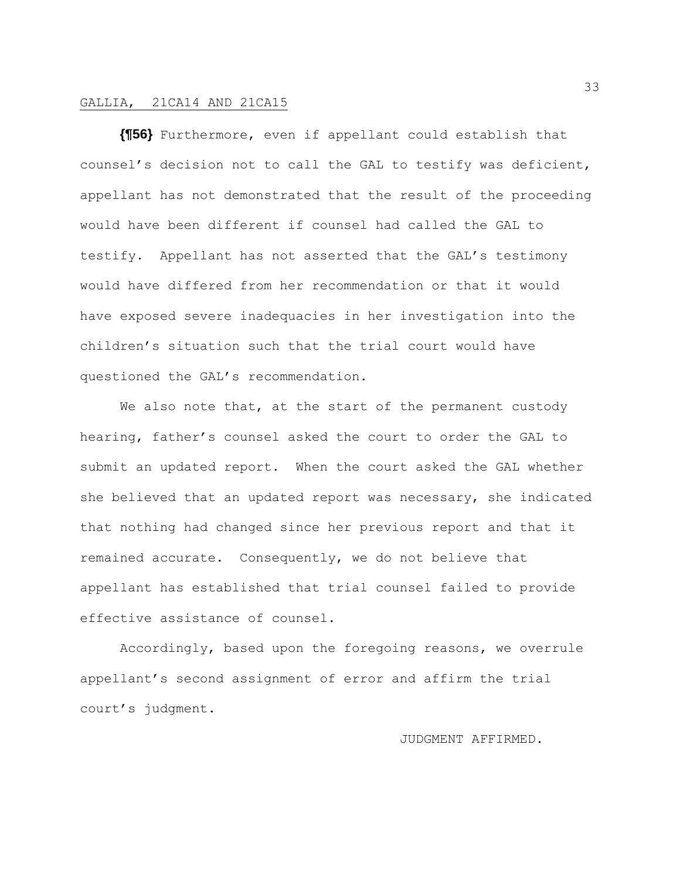**{¶56}** Furthermore, even if appellant could establish that counsel's decision not to call the GAL to testify was deficient, appellant has not demonstrated that the result of the proceeding would have been different if counsel had called the GAL to testify. Appellant has not asserted that the GAL's testimony would have differed from her recommendation or that it would have exposed severe inadequacies in her investigation into the children's situation such that the trial court would have questioned the GAL's recommendation.

We also note that, at the start of the permanent custody hearing, father's counsel asked the court to order the GAL to submit an updated report. When the court asked the GAL whether she believed that an updated report was necessary, she indicated that nothing had changed since her previous report and that it remained accurate. Consequently, we do not believe that appellant has established that trial counsel failed to provide effective assistance of counsel.

Accordingly, based upon the foregoing reasons, we overrule appellant's second assignment of error and affirm the trial court's judgment.

JUDGMENT AFFIRMED.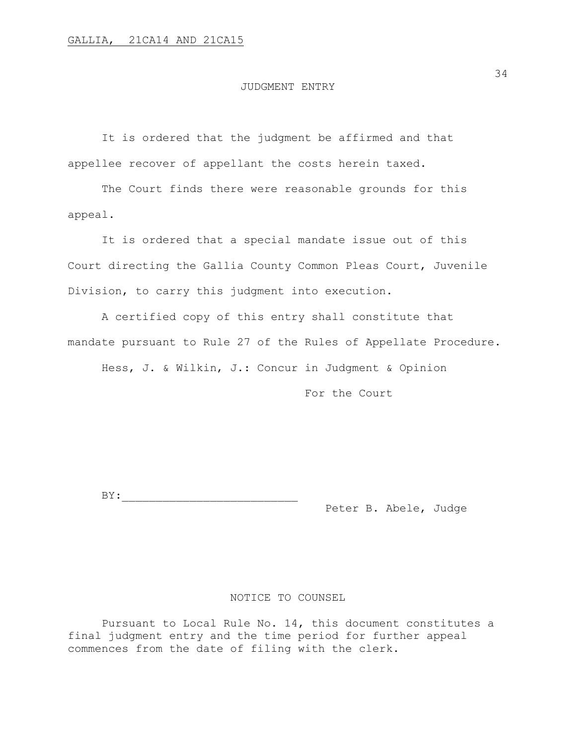# JUDGMENT ENTRY

It is ordered that the judgment be affirmed and that appellee recover of appellant the costs herein taxed.

The Court finds there were reasonable grounds for this appeal.

It is ordered that a special mandate issue out of this Court directing the Gallia County Common Pleas Court, Juvenile Division, to carry this judgment into execution.

A certified copy of this entry shall constitute that mandate pursuant to Rule 27 of the Rules of Appellate Procedure.

Hess, J. & Wilkin, J.: Concur in Judgment & Opinion

For the Court

BY:\_\_\_\_\_\_\_\_\_\_\_\_\_\_\_\_\_\_\_\_\_\_\_\_\_\_

Peter B. Abele, Judge

## NOTICE TO COUNSEL

Pursuant to Local Rule No. 14, this document constitutes a final judgment entry and the time period for further appeal commences from the date of filing with the clerk.